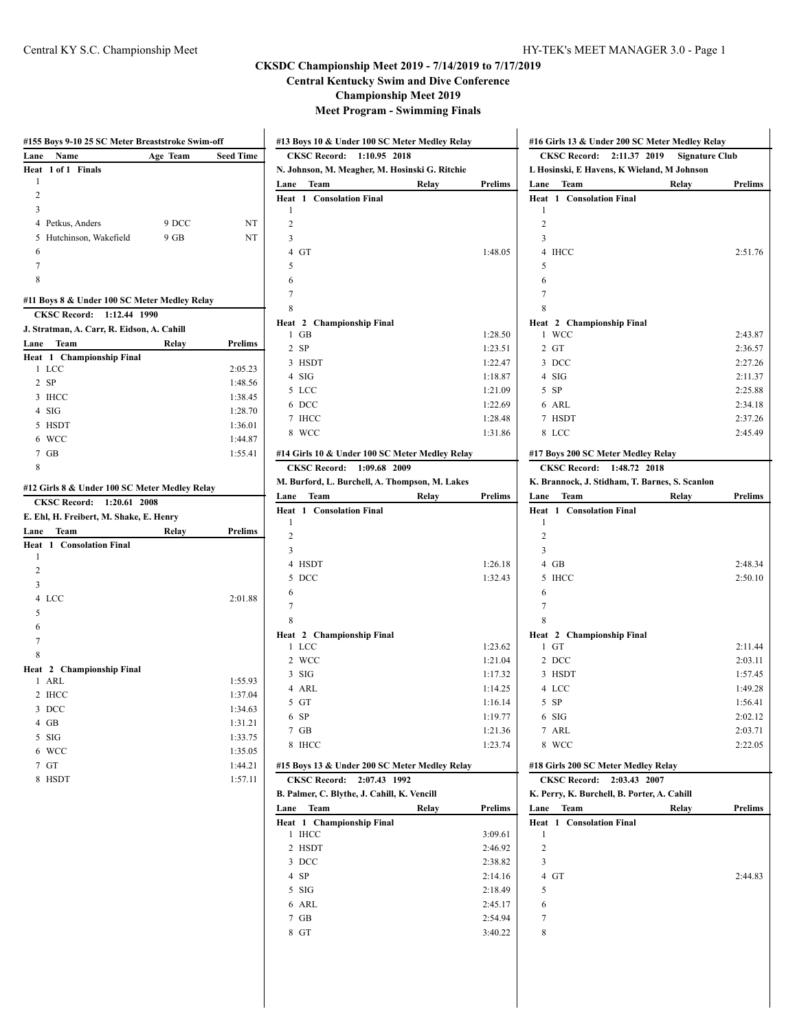# CKSDC Championship Meet 2019 - 7/14/2019 to 7/17/2019

## Central Kentucky Swim and Dive Conference

## Championship Meet 2019

## Meet Program - Swimming Finals

### #155 Boys 9-10 25 SC Meter Breaststroke Swim-off

**Heat 1 of 1 Finals**

| Lane | Name | Age | Team | Seed Time |
|---|---|---|---|---|
| 1 | | | | |
| 2 | | | | |
| 3 | | | | |
| 4 | Petkus, Anders | 9 | DCC | NT |
| 5 | Hutchinson, Wakefield | 9 | GB | NT |
| 6 | | | | |
| 7 | | | | |
| 8 | | | | |

### #11 Boys 8 & Under 100 SC Meter Medley Relay

**CKSC Record: 1:12.44 1990**
**J. Stratman, A. Carr, R. Eidson, A. Cahill**

**Heat 1 Championship Final**

| Lane | Team | Relay | Prelims |
|---|---|---|---|
| 1 | LCC | | 2:05.23 |
| 2 | SP | | 1:48.56 |
| 3 | IHCC | | 1:38.45 |
| 4 | SIG | | 1:28.70 |
| 5 | HSDT | | 1:36.01 |
| 6 | WCC | | 1:44.87 |
| 7 | GB | | 1:55.41 |
| 8 | | | |

### #12 Girls 8 & Under 100 SC Meter Medley Relay

**CKSC Record: 1:20.61 2008**
**E. Ehl, H. Freibert, M. Shake, E. Henry**

**Heat 1 Consolation Final**

| Lane | Team | Relay | Prelims |
|---|---|---|---|
| 1 | | | |
| 2 | | | |
| 3 | | | |
| 4 | LCC | | 2:01.88 |
| 5 | | | |
| 6 | | | |
| 7 | | | |
| 8 | | | |

**Heat 2 Championship Final**

| Lane | Team | Relay | Prelims |
|---|---|---|---|
| 1 | ARL | | 1:55.93 |
| 2 | IHCC | | 1:37.04 |
| 3 | DCC | | 1:34.63 |
| 4 | GB | | 1:31.21 |
| 5 | SIG | | 1:33.75 |
| 6 | WCC | | 1:35.05 |
| 7 | GT | | 1:44.21 |
| 8 | HSDT | | 1:57.11 |

### #13 Boys 10 & Under 100 SC Meter Medley Relay

**CKSC Record: 1:10.95 2018**
**N. Johnson, M. Meagher, M. Hosinski G. Ritchie**

**Heat 1 Consolation Final**

| Lane | Team | Relay | Prelims |
|---|---|---|---|
| 1 | | | |
| 2 | | | |
| 3 | | | |
| 4 | GT | | 1:48.05 |
| 5 | | | |
| 6 | | | |
| 7 | | | |
| 8 | | | |

**Heat 2 Championship Final**

| Lane | Team | Relay | Prelims |
|---|---|---|---|
| 1 | GB | | 1:28.50 |
| 2 | SP | | 1:23.51 |
| 3 | HSDT | | 1:22.47 |
| 4 | SIG | | 1:18.87 |
| 5 | LCC | | 1:21.09 |
| 6 | DCC | | 1:22.69 |
| 7 | IHCC | | 1:28.48 |
| 8 | WCC | | 1:31.86 |

### #14 Girls 10 & Under 100 SC Meter Medley Relay

**CKSC Record: 1:09.68 2009**
**M. Burford, L. Burchell, A. Thompson, M. Lakes**

**Heat 1 Consolation Final**

| Lane | Team | Relay | Prelims |
|---|---|---|---|
| 1 | | | |
| 2 | | | |
| 3 | | | |
| 4 | HSDT | | 1:26.18 |
| 5 | DCC | | 1:32.43 |
| 6 | | | |
| 7 | | | |
| 8 | | | |

**Heat 2 Championship Final**

| Lane | Team | Relay | Prelims |
|---|---|---|---|
| 1 | LCC | | 1:23.62 |
| 2 | WCC | | 1:21.04 |
| 3 | SIG | | 1:17.32 |
| 4 | ARL | | 1:14.25 |
| 5 | GT | | 1:16.14 |
| 6 | SP | | 1:19.77 |
| 7 | GB | | 1:21.36 |
| 8 | IHCC | | 1:23.74 |

### #15 Boys 13 & Under 200 SC Meter Medley Relay

**CKSC Record: 2:07.43 1992**
**B. Palmer, C. Blythe, J. Cahill, K. Vencill**

**Heat 1 Championship Final**

| Lane | Team | Relay | Prelims |
|---|---|---|---|
| 1 | IHCC | | 3:09.61 |
| 2 | HSDT | | 2:46.92 |
| 3 | DCC | | 2:38.82 |
| 4 | SP | | 2:14.16 |
| 5 | SIG | | 2:18.49 |
| 6 | ARL | | 2:45.17 |
| 7 | GB | | 2:54.94 |
| 8 | GT | | 3:40.22 |

### #16 Girls 13 & Under 200 SC Meter Medley Relay

**CKSC Record: 2:11.37 2019 Signature Club**
**L Hosinski, E Havens, K Wieland, M Johnson**

**Heat 1 Consolation Final**

| Lane | Team | Relay | Prelims |
|---|---|---|---|
| 1 | | | |
| 2 | | | |
| 3 | | | |
| 4 | IHCC | | 2:51.76 |
| 5 | | | |
| 6 | | | |
| 7 | | | |
| 8 | | | |

**Heat 2 Championship Final**

| Lane | Team | Relay | Prelims |
|---|---|---|---|
| 1 | WCC | | 2:43.87 |
| 2 | GT | | 2:36.57 |
| 3 | DCC | | 2:27.26 |
| 4 | SIG | | 2:11.37 |
| 5 | SP | | 2:25.88 |
| 6 | ARL | | 2:34.18 |
| 7 | HSDT | | 2:37.26 |
| 8 | LCC | | 2:45.49 |

### #17 Boys 200 SC Meter Medley Relay

**CKSC Record: 1:48.72 2018**
**K. Brannock, J. Stidham, T. Barnes, S. Scanlon**

**Heat 1 Consolation Final**

| Lane | Team | Relay | Prelims |
|---|---|---|---|
| 1 | | | |
| 2 | | | |
| 3 | | | |
| 4 | GB | | 2:48.34 |
| 5 | IHCC | | 2:50.10 |
| 6 | | | |
| 7 | | | |
| 8 | | | |

**Heat 2 Championship Final**

| Lane | Team | Relay | Prelims |
|---|---|---|---|
| 1 | GT | | 2:11.44 |
| 2 | DCC | | 2:03.11 |
| 3 | HSDT | | 1:57.45 |
| 4 | LCC | | 1:49.28 |
| 5 | SP | | 1:56.41 |
| 6 | SIG | | 2:02.12 |
| 7 | ARL | | 2:03.71 |
| 8 | WCC | | 2:22.05 |

### #18 Girls 200 SC Meter Medley Relay

**CKSC Record: 2:03.43 2007**
**K. Perry, K. Burchell, B. Porter, A. Cahill**

**Heat 1 Consolation Final**

| Lane | Team | Relay | Prelims |
|---|---|---|---|
| 1 | | | |
| 2 | | | |
| 3 | | | |
| 4 | GT | | 2:44.83 |
| 5 | | | |
| 6 | | | |
| 7 | | | |
| 8 | | | |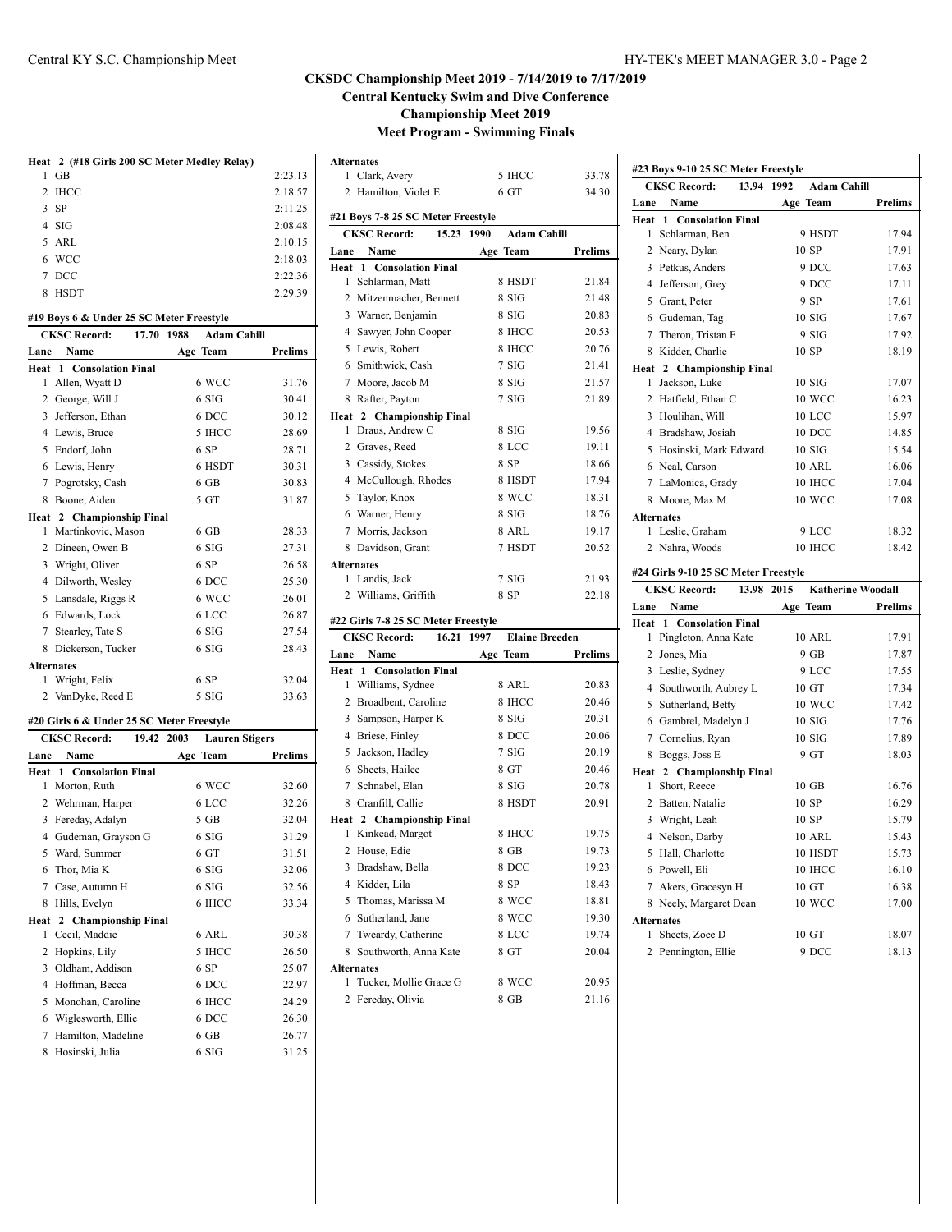## CKSDC Championship Meet 2019 - 7/14/2019 to 7/17/2019
### Central Kentucky Swim and Dive Conference
### Championship Meet 2019
### Meet Program - Swimming Finals

**Heat 2 (#18 Girls 200 SC Meter Medley Relay)**

| Lane | Team | Prelims |
|---|---|---|
| 1 | GB | 2:23.13 |
| 2 | IHCC | 2:18.57 |
| 3 | SP | 2:11.25 |
| 4 | SIG | 2:08.48 |
| 5 | ARL | 2:10.15 |
| 6 | WCC | 2:18.03 |
| 7 | DCC | 2:22.36 |
| 8 | HSDT | 2:29.39 |

**#19 Boys 6 & Under 25 SC Meter Freestyle**

CKSC Record: 17.70 1988 Adam Cahill

| Lane | Name | Age | Team | Prelims |
|---|---|---|---|---|
| **Heat 1 Consolation Final** | | | | |
| 1 | Allen, Wyatt D | 6 | WCC | 31.76 |
| 2 | George, Will J | 6 | SIG | 30.41 |
| 3 | Jefferson, Ethan | 6 | DCC | 30.12 |
| 4 | Lewis, Bruce | 5 | IHCC | 28.69 |
| 5 | Endorf, John | 6 | SP | 28.71 |
| 6 | Lewis, Henry | 6 | HSDT | 30.31 |
| 7 | Pogrotsky, Cash | 6 | GB | 30.83 |
| 8 | Boone, Aiden | 5 | GT | 31.87 |
| **Heat 2 Championship Final** | | | | |
| 1 | Martinkovic, Mason | 6 | GB | 28.33 |
| 2 | Dineen, Owen B | 6 | SIG | 27.31 |
| 3 | Wright, Oliver | 6 | SP | 26.58 |
| 4 | Dilworth, Wesley | 6 | DCC | 25.30 |
| 5 | Lansdale, Riggs R | 6 | WCC | 26.01 |
| 6 | Edwards, Lock | 6 | LCC | 26.87 |
| 7 | Stearley, Tate S | 6 | SIG | 27.54 |
| 8 | Dickerson, Tucker | 6 | SIG | 28.43 |
| **Alternates** | | | | |
| 1 | Wright, Felix | 6 | SP | 32.04 |
| 2 | VanDyke, Reed E | 5 | SIG | 33.63 |

**#20 Girls 6 & Under 25 SC Meter Freestyle**

CKSC Record: 19.42 2003 Lauren Stigers

| Lane | Name | Age | Team | Prelims |
|---|---|---|---|---|
| **Heat 1 Consolation Final** | | | | |
| 1 | Morton, Ruth | 6 | WCC | 32.60 |
| 2 | Wehrman, Harper | 6 | LCC | 32.26 |
| 3 | Fereday, Adalyn | 5 | GB | 32.04 |
| 4 | Gudeman, Grayson G | 6 | SIG | 31.29 |
| 5 | Ward, Summer | 6 | GT | 31.51 |
| 6 | Thor, Mia K | 6 | SIG | 32.06 |
| 7 | Case, Autumn H | 6 | SIG | 32.56 |
| 8 | Hills, Evelyn | 6 | IHCC | 33.34 |
| **Heat 2 Championship Final** | | | | |
| 1 | Cecil, Maddie | 6 | ARL | 30.38 |
| 2 | Hopkins, Lily | 5 | IHCC | 26.50 |
| 3 | Oldham, Addison | 6 | SP | 25.07 |
| 4 | Hoffman, Becca | 6 | DCC | 22.97 |
| 5 | Monohan, Caroline | 6 | IHCC | 24.29 |
| 6 | Wiglesworth, Ellie | 6 | DCC | 26.30 |
| 7 | Hamilton, Madeline | 6 | GB | 26.77 |
| 8 | Hosinski, Julia | 6 | SIG | 31.25 |
| **Alternates** | | | | |
| 1 | Clark, Avery | 5 | IHCC | 33.78 |
| 2 | Hamilton, Violet E | 6 | GT | 34.30 |

**#21 Boys 7-8 25 SC Meter Freestyle**

CKSC Record: 15.23 1990 Adam Cahill

| Lane | Name | Age | Team | Prelims |
|---|---|---|---|---|
| **Heat 1 Consolation Final** | | | | |
| 1 | Schlarman, Matt | 8 | HSDT | 21.84 |
| 2 | Mitzenmacher, Bennett | 8 | SIG | 21.48 |
| 3 | Warner, Benjamin | 8 | SIG | 20.83 |
| 4 | Sawyer, John Cooper | 8 | IHCC | 20.53 |
| 5 | Lewis, Robert | 8 | IHCC | 20.76 |
| 6 | Smithwick, Cash | 7 | SIG | 21.41 |
| 7 | Moore, Jacob M | 8 | SIG | 21.57 |
| 8 | Rafter, Payton | 7 | SIG | 21.89 |
| **Heat 2 Championship Final** | | | | |
| 1 | Draus, Andrew C | 8 | SIG | 19.56 |
| 2 | Graves, Reed | 8 | LCC | 19.11 |
| 3 | Cassidy, Stokes | 8 | SP | 18.66 |
| 4 | McCullough, Rhodes | 8 | HSDT | 17.94 |
| 5 | Taylor, Knox | 8 | WCC | 18.31 |
| 6 | Warner, Henry | 8 | SIG | 18.76 |
| 7 | Morris, Jackson | 8 | ARL | 19.17 |
| 8 | Davidson, Grant | 7 | HSDT | 20.52 |
| **Alternates** | | | | |
| 1 | Landis, Jack | 7 | SIG | 21.93 |
| 2 | Williams, Griffith | 8 | SP | 22.18 |

**#22 Girls 7-8 25 SC Meter Freestyle**

CKSC Record: 16.21 1997 Elaine Breeden

| Lane | Name | Age | Team | Prelims |
|---|---|---|---|---|
| **Heat 1 Consolation Final** | | | | |
| 1 | Williams, Sydnee | 8 | ARL | 20.83 |
| 2 | Broadbent, Caroline | 8 | IHCC | 20.46 |
| 3 | Sampson, Harper K | 8 | SIG | 20.31 |
| 4 | Briese, Finley | 8 | DCC | 20.06 |
| 5 | Jackson, Hadley | 7 | SIG | 20.19 |
| 6 | Sheets, Hailee | 8 | GT | 20.46 |
| 7 | Schnabel, Elan | 8 | SIG | 20.78 |
| 8 | Cranfill, Callie | 8 | HSDT | 20.91 |
| **Heat 2 Championship Final** | | | | |
| 1 | Kinkead, Margot | 8 | IHCC | 19.75 |
| 2 | House, Edie | 8 | GB | 19.73 |
| 3 | Bradshaw, Bella | 8 | DCC | 19.23 |
| 4 | Kidder, Lila | 8 | SP | 18.43 |
| 5 | Thomas, Marissa M | 8 | WCC | 18.81 |
| 6 | Sutherland, Jane | 8 | WCC | 19.30 |
| 7 | Tweardy, Catherine | 8 | LCC | 19.74 |
| 8 | Southworth, Anna Kate | 8 | GT | 20.04 |
| **Alternates** | | | | |
| 1 | Tucker, Mollie Grace G | 8 | WCC | 20.95 |
| 2 | Fereday, Olivia | 8 | GB | 21.16 |

**#23 Boys 9-10 25 SC Meter Freestyle**

CKSC Record: 13.94 1992 Adam Cahill

| Lane | Name | Age | Team | Prelims |
|---|---|---|---|---|
| **Heat 1 Consolation Final** | | | | |
| 1 | Schlarman, Ben | 9 | HSDT | 17.94 |
| 2 | Neary, Dylan | 10 | SP | 17.91 |
| 3 | Petkus, Anders | 9 | DCC | 17.63 |
| 4 | Jefferson, Grey | 9 | DCC | 17.11 |
| 5 | Grant, Peter | 9 | SP | 17.61 |
| 6 | Gudeman, Tag | 10 | SIG | 17.67 |
| 7 | Theron, Tristan F | 9 | SIG | 17.92 |
| 8 | Kidder, Charlie | 10 | SP | 18.19 |
| **Heat 2 Championship Final** | | | | |
| 1 | Jackson, Luke | 10 | SIG | 17.07 |
| 2 | Hatfield, Ethan C | 10 | WCC | 16.23 |
| 3 | Houlihan, Will | 10 | LCC | 15.97 |
| 4 | Bradshaw, Josiah | 10 | DCC | 14.85 |
| 5 | Hosinski, Mark Edward | 10 | SIG | 15.54 |
| 6 | Neal, Carson | 10 | ARL | 16.06 |
| 7 | LaMonica, Grady | 10 | IHCC | 17.04 |
| 8 | Moore, Max M | 10 | WCC | 17.08 |
| **Alternates** | | | | |
| 1 | Leslie, Graham | 9 | LCC | 18.32 |
| 2 | Nahra, Woods | 10 | IHCC | 18.42 |

**#24 Girls 9-10 25 SC Meter Freestyle**

CKSC Record: 13.98 2015 Katherine Woodall

| Lane | Name | Age | Team | Prelims |
|---|---|---|---|---|
| **Heat 1 Consolation Final** | | | | |
| 1 | Pingleton, Anna Kate | 10 | ARL | 17.91 |
| 2 | Jones, Mia | 9 | GB | 17.87 |
| 3 | Leslie, Sydney | 9 | LCC | 17.55 |
| 4 | Southworth, Aubrey L | 10 | GT | 17.34 |
| 5 | Sutherland, Betty | 10 | WCC | 17.42 |
| 6 | Gambrel, Madelyn J | 10 | SIG | 17.76 |
| 7 | Cornelius, Ryan | 10 | SIG | 17.89 |
| 8 | Boggs, Joss E | 9 | GT | 18.03 |
| **Heat 2 Championship Final** | | | | |
| 1 | Short, Reece | 10 | GB | 16.76 |
| 2 | Batten, Natalie | 10 | SP | 16.29 |
| 3 | Wright, Leah | 10 | SP | 15.79 |
| 4 | Nelson, Darby | 10 | ARL | 15.43 |
| 5 | Hall, Charlotte | 10 | HSDT | 15.73 |
| 6 | Powell, Eli | 10 | IHCC | 16.10 |
| 7 | Akers, Gracesyn H | 10 | GT | 16.38 |
| 8 | Neely, Margaret Dean | 10 | WCC | 17.00 |
| **Alternates** | | | | |
| 1 | Sheets, Zoee D | 10 | GT | 18.07 |
| 2 | Pennington, Ellie | 9 | DCC | 18.13 |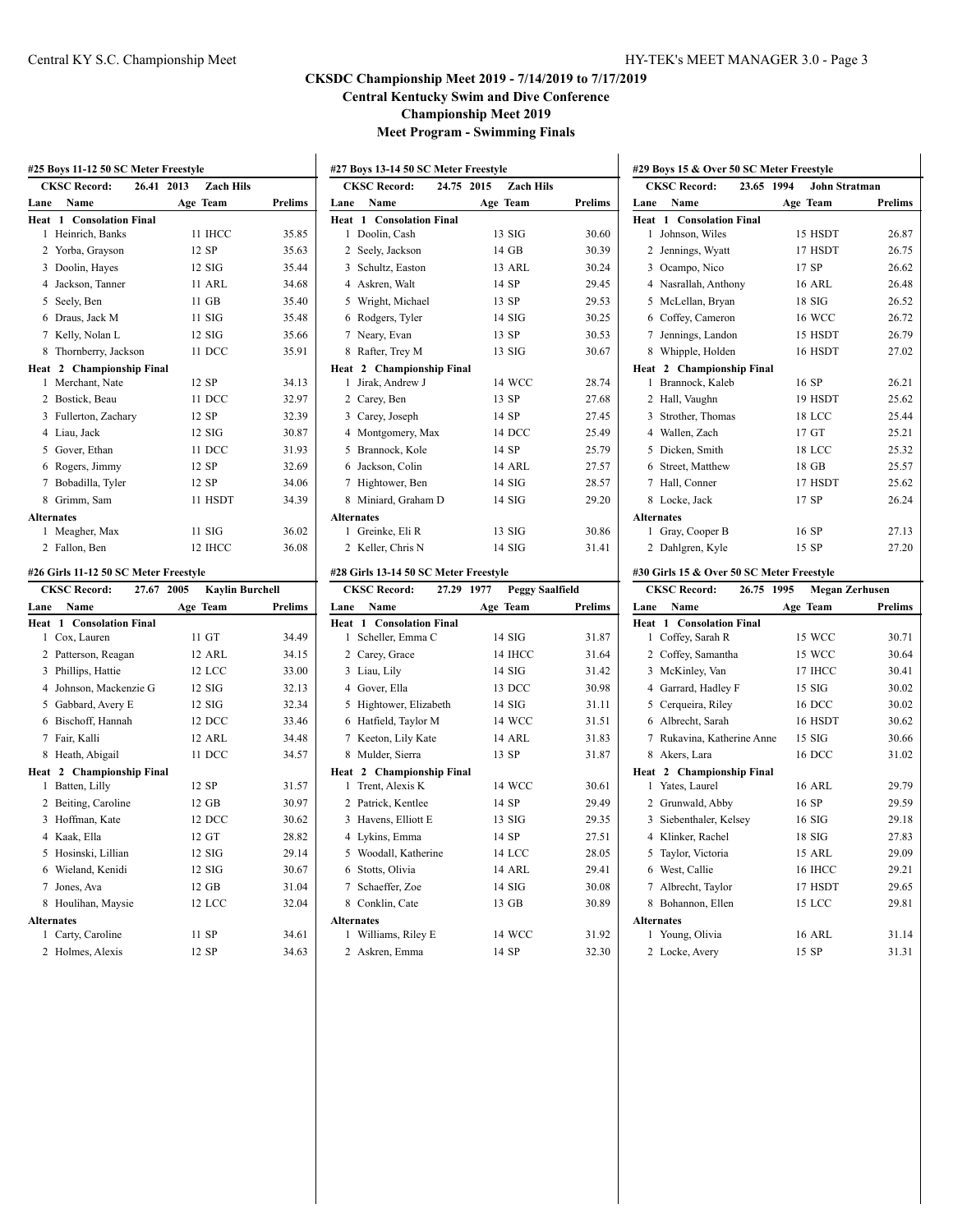# CKSDC Championship Meet 2019 - 7/14/2019 to 7/17/2019

## Central Kentucky Swim and Dive Conference

## Championship Meet 2019

## Meet Program - Swimming Finals

### #25 Boys 11-12 50 SC Meter Freestyle

**CKSC Record: 26.41 2013 Zach Hils**

| Lane | Name | Age | Team | Prelims |
|---|---|---|---|---|
| **Heat 1 Consolation Final** | | | | |
| 1 | Heinrich, Banks | 11 | IHCC | 35.85 |
| 2 | Yorba, Grayson | 12 | SP | 35.63 |
| 3 | Doolin, Hayes | 12 | SIG | 35.44 |
| 4 | Jackson, Tanner | 11 | ARL | 34.68 |
| 5 | Seely, Ben | 11 | GB | 35.40 |
| 6 | Draus, Jack M | 11 | SIG | 35.48 |
| 7 | Kelly, Nolan L | 12 | SIG | 35.66 |
| 8 | Thornberry, Jackson | 11 | DCC | 35.91 |
| **Heat 2 Championship Final** | | | | |
| 1 | Merchant, Nate | 12 | SP | 34.13 |
| 2 | Bostick, Beau | 11 | DCC | 32.97 |
| 3 | Fullerton, Zachary | 12 | SP | 32.39 |
| 4 | Liau, Jack | 12 | SIG | 30.87 |
| 5 | Gover, Ethan | 11 | DCC | 31.93 |
| 6 | Rogers, Jimmy | 12 | SP | 32.69 |
| 7 | Bobadilla, Tyler | 12 | SP | 34.06 |
| 8 | Grimm, Sam | 11 | HSDT | 34.39 |
| **Alternates** | | | | |
| 1 | Meagher, Max | 11 | SIG | 36.02 |
| 2 | Fallon, Ben | 12 | IHCC | 36.08 |

### #26 Girls 11-12 50 SC Meter Freestyle

**CKSC Record: 27.67 2005 Kaylin Burchell**

| Lane | Name | Age | Team | Prelims |
|---|---|---|---|---|
| **Heat 1 Consolation Final** | | | | |
| 1 | Cox, Lauren | 11 | GT | 34.49 |
| 2 | Patterson, Reagan | 12 | ARL | 34.15 |
| 3 | Phillips, Hattie | 12 | LCC | 33.00 |
| 4 | Johnson, Mackenzie G | 12 | SIG | 32.13 |
| 5 | Gabbard, Avery E | 12 | SIG | 32.34 |
| 6 | Bischoff, Hannah | 12 | DCC | 33.46 |
| 7 | Fair, Kalli | 12 | ARL | 34.48 |
| 8 | Heath, Abigail | 11 | DCC | 34.57 |
| **Heat 2 Championship Final** | | | | |
| 1 | Batten, Lilly | 12 | SP | 31.57 |
| 2 | Beiting, Caroline | 12 | GB | 30.97 |
| 3 | Hoffman, Kate | 12 | DCC | 30.62 |
| 4 | Kaak, Ella | 12 | GT | 28.82 |
| 5 | Hosinski, Lillian | 12 | SIG | 29.14 |
| 6 | Wieland, Kenidi | 12 | SIG | 30.67 |
| 7 | Jones, Ava | 12 | GB | 31.04 |
| 8 | Houlihan, Maysie | 12 | LCC | 32.04 |
| **Alternates** | | | | |
| 1 | Carty, Caroline | 11 | SP | 34.61 |
| 2 | Holmes, Alexis | 12 | SP | 34.63 |

### #27 Boys 13-14 50 SC Meter Freestyle

**CKSC Record: 24.75 2015 Zach Hils**

| Lane | Name | Age | Team | Prelims |
|---|---|---|---|---|
| **Heat 1 Consolation Final** | | | | |
| 1 | Doolin, Cash | 13 | SIG | 30.60 |
| 2 | Seely, Jackson | 14 | GB | 30.39 |
| 3 | Schultz, Easton | 13 | ARL | 30.24 |
| 4 | Askren, Walt | 14 | SP | 29.45 |
| 5 | Wright, Michael | 13 | SP | 29.53 |
| 6 | Rodgers, Tyler | 14 | SIG | 30.25 |
| 7 | Neary, Evan | 13 | SP | 30.53 |
| 8 | Rafter, Trey M | 13 | SIG | 30.67 |
| **Heat 2 Championship Final** | | | | |
| 1 | Jirak, Andrew J | 14 | WCC | 28.74 |
| 2 | Carey, Ben | 13 | SP | 27.68 |
| 3 | Carey, Joseph | 14 | SP | 27.45 |
| 4 | Montgomery, Max | 14 | DCC | 25.49 |
| 5 | Brannock, Kole | 14 | SP | 25.79 |
| 6 | Jackson, Colin | 14 | ARL | 27.57 |
| 7 | Hightower, Ben | 14 | SIG | 28.57 |
| 8 | Miniard, Graham D | 14 | SIG | 29.20 |
| **Alternates** | | | | |
| 1 | Greinke, Eli R | 13 | SIG | 30.86 |
| 2 | Keller, Chris N | 14 | SIG | 31.41 |

### #28 Girls 13-14 50 SC Meter Freestyle

**CKSC Record: 27.29 1977 Peggy Saalfield**

| Lane | Name | Age | Team | Prelims |
|---|---|---|---|---|
| **Heat 1 Consolation Final** | | | | |
| 1 | Scheller, Emma C | 14 | SIG | 31.87 |
| 2 | Carey, Grace | 14 | IHCC | 31.64 |
| 3 | Liau, Lily | 14 | SIG | 31.42 |
| 4 | Gover, Ella | 13 | DCC | 30.98 |
| 5 | Hightower, Elizabeth | 14 | SIG | 31.11 |
| 6 | Hatfield, Taylor M | 14 | WCC | 31.51 |
| 7 | Keeton, Lily Kate | 14 | ARL | 31.83 |
| 8 | Mulder, Sierra | 13 | SP | 31.87 |
| **Heat 2 Championship Final** | | | | |
| 1 | Trent, Alexis K | 14 | WCC | 30.61 |
| 2 | Patrick, Kentlee | 14 | SP | 29.49 |
| 3 | Havens, Elliott E | 13 | SIG | 29.35 |
| 4 | Lykins, Emma | 14 | SP | 27.51 |
| 5 | Woodall, Katherine | 14 | LCC | 28.05 |
| 6 | Stotts, Olivia | 14 | ARL | 29.41 |
| 7 | Schaeffer, Zoe | 14 | SIG | 30.08 |
| 8 | Conklin, Cate | 13 | GB | 30.89 |
| **Alternates** | | | | |
| 1 | Williams, Riley E | 14 | WCC | 31.92 |
| 2 | Askren, Emma | 14 | SP | 32.30 |

### #29 Boys 15 & Over 50 SC Meter Freestyle

**CKSC Record: 23.65 1994 John Stratman**

| Lane | Name | Age | Team | Prelims |
|---|---|---|---|---|
| **Heat 1 Consolation Final** | | | | |
| 1 | Johnson, Wiles | 15 | HSDT | 26.87 |
| 2 | Jennings, Wyatt | 17 | HSDT | 26.75 |
| 3 | Ocampo, Nico | 17 | SP | 26.62 |
| 4 | Nasrallah, Anthony | 16 | ARL | 26.48 |
| 5 | McLellan, Bryan | 18 | SIG | 26.52 |
| 6 | Coffey, Cameron | 16 | WCC | 26.72 |
| 7 | Jennings, Landon | 15 | HSDT | 26.79 |
| 8 | Whipple, Holden | 16 | HSDT | 27.02 |
| **Heat 2 Championship Final** | | | | |
| 1 | Brannock, Kaleb | 16 | SP | 26.21 |
| 2 | Hall, Vaughn | 19 | HSDT | 25.62 |
| 3 | Strother, Thomas | 18 | LCC | 25.44 |
| 4 | Wallen, Zach | 17 | GT | 25.21 |
| 5 | Dicken, Smith | 18 | LCC | 25.32 |
| 6 | Street, Matthew | 18 | GB | 25.57 |
| 7 | Hall, Conner | 17 | HSDT | 25.62 |
| 8 | Locke, Jack | 17 | SP | 26.24 |
| **Alternates** | | | | |
| 1 | Gray, Cooper B | 16 | SP | 27.13 |
| 2 | Dahlgren, Kyle | 15 | SP | 27.20 |

### #30 Girls 15 & Over 50 SC Meter Freestyle

**CKSC Record: 26.75 1995 Megan Zerhusen**

| Lane | Name | Age | Team | Prelims |
|---|---|---|---|---|
| **Heat 1 Consolation Final** | | | | |
| 1 | Coffey, Sarah R | 15 | WCC | 30.71 |
| 2 | Coffey, Samantha | 15 | WCC | 30.64 |
| 3 | McKinley, Van | 17 | IHCC | 30.41 |
| 4 | Garrard, Hadley F | 15 | SIG | 30.02 |
| 5 | Cerqueira, Riley | 16 | DCC | 30.02 |
| 6 | Albrecht, Sarah | 16 | HSDT | 30.62 |
| 7 | Rukavina, Katherine Anne | 15 | SIG | 30.66 |
| 8 | Akers, Lara | 16 | DCC | 31.02 |
| **Heat 2 Championship Final** | | | | |
| 1 | Yates, Laurel | 16 | ARL | 29.79 |
| 2 | Grunwald, Abby | 16 | SP | 29.59 |
| 3 | Siebenthaler, Kelsey | 16 | SIG | 29.18 |
| 4 | Klinker, Rachel | 18 | SIG | 27.83 |
| 5 | Taylor, Victoria | 15 | ARL | 29.09 |
| 6 | West, Callie | 16 | IHCC | 29.21 |
| 7 | Albrecht, Taylor | 17 | HSDT | 29.65 |
| 8 | Bohannon, Ellen | 15 | LCC | 29.81 |
| **Alternates** | | | | |
| 1 | Young, Olivia | 16 | ARL | 31.14 |
| 2 | Locke, Avery | 15 | SP | 31.31 |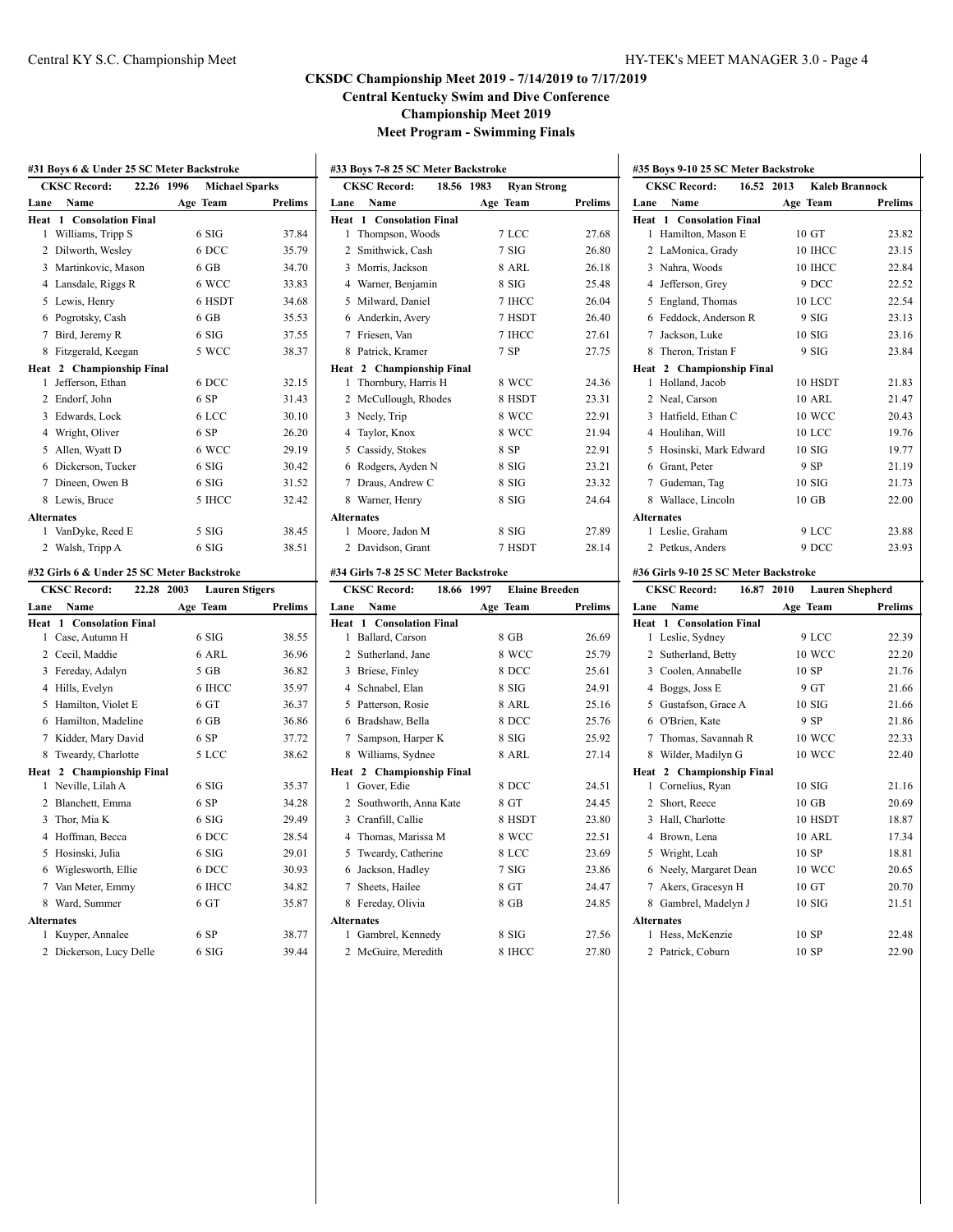# CKSDC Championship Meet 2019 - 7/14/2019 to 7/17/2019

## Central Kentucky Swim and Dive Conference

## Championship Meet 2019

## Meet Program - Swimming Finals

### #31 Boys 6 & Under 25 SC Meter Backstroke

CKSC Record: 22.26 1996 Michael Sparks

| Lane | Name | Age | Team | Prelims |
|---|---|---|---|---|
| **Heat 1 Consolation Final** | | | | |
| 1 | Williams, Tripp S | 6 | SIG | 37.84 |
| 2 | Dilworth, Wesley | 6 | DCC | 35.79 |
| 3 | Martinkovic, Mason | 6 | GB | 34.70 |
| 4 | Lansdale, Riggs R | 6 | WCC | 33.83 |
| 5 | Lewis, Henry | 6 | HSDT | 34.68 |
| 6 | Pogrotsky, Cash | 6 | GB | 35.53 |
| 7 | Bird, Jeremy R | 6 | SIG | 37.55 |
| 8 | Fitzgerald, Keegan | 5 | WCC | 38.37 |
| **Heat 2 Championship Final** | | | | |
| 1 | Jefferson, Ethan | 6 | DCC | 32.15 |
| 2 | Endorf, John | 6 | SP | 31.43 |
| 3 | Edwards, Lock | 6 | LCC | 30.10 |
| 4 | Wright, Oliver | 6 | SP | 26.20 |
| 5 | Allen, Wyatt D | 6 | WCC | 29.19 |
| 6 | Dickerson, Tucker | 6 | SIG | 30.42 |
| 7 | Dineen, Owen B | 6 | SIG | 31.52 |
| 8 | Lewis, Bruce | 5 | IHCC | 32.42 |
| **Alternates** | | | | |
| 1 | VanDyke, Reed E | 5 | SIG | 38.45 |
| 2 | Walsh, Tripp A | 6 | SIG | 38.51 |

### #32 Girls 6 & Under 25 SC Meter Backstroke

CKSC Record: 22.28 2003 Lauren Stigers

| Lane | Name | Age | Team | Prelims |
|---|---|---|---|---|
| **Heat 1 Consolation Final** | | | | |
| 1 | Case, Autumn H | 6 | SIG | 38.55 |
| 2 | Cecil, Maddie | 6 | ARL | 36.96 |
| 3 | Fereday, Adalyn | 5 | GB | 36.82 |
| 4 | Hills, Evelyn | 6 | IHCC | 35.97 |
| 5 | Hamilton, Violet E | 6 | GT | 36.37 |
| 6 | Hamilton, Madeline | 6 | GB | 36.86 |
| 7 | Kidder, Mary David | 6 | SP | 37.72 |
| 8 | Tweardy, Charlotte | 5 | LCC | 38.62 |
| **Heat 2 Championship Final** | | | | |
| 1 | Neville, Lilah A | 6 | SIG | 35.37 |
| 2 | Blanchett, Emma | 6 | SP | 34.28 |
| 3 | Thor, Mia K | 6 | SIG | 29.49 |
| 4 | Hoffman, Becca | 6 | DCC | 28.54 |
| 5 | Hosinski, Julia | 6 | SIG | 29.01 |
| 6 | Wiglesworth, Ellie | 6 | DCC | 30.93 |
| 7 | Van Meter, Emmy | 6 | IHCC | 34.82 |
| 8 | Ward, Summer | 6 | GT | 35.87 |
| **Alternates** | | | | |
| 1 | Kuyper, Annalee | 6 | SP | 38.77 |
| 2 | Dickerson, Lucy Delle | 6 | SIG | 39.44 |

### #33 Boys 7-8 25 SC Meter Backstroke

CKSC Record: 18.56 1983 Ryan Strong

| Lane | Name | Age | Team | Prelims |
|---|---|---|---|---|
| **Heat 1 Consolation Final** | | | | |
| 1 | Thompson, Woods | 7 | LCC | 27.68 |
| 2 | Smithwick, Cash | 7 | SIG | 26.80 |
| 3 | Morris, Jackson | 8 | ARL | 26.18 |
| 4 | Warner, Benjamin | 8 | SIG | 25.48 |
| 5 | Milward, Daniel | 7 | IHCC | 26.04 |
| 6 | Anderkin, Avery | 7 | HSDT | 26.40 |
| 7 | Friesen, Van | 7 | IHCC | 27.61 |
| 8 | Patrick, Kramer | 7 | SP | 27.75 |
| **Heat 2 Championship Final** | | | | |
| 1 | Thornbury, Harris H | 8 | WCC | 24.36 |
| 2 | McCullough, Rhodes | 8 | HSDT | 23.31 |
| 3 | Neely, Trip | 8 | WCC | 22.91 |
| 4 | Taylor, Knox | 8 | WCC | 21.94 |
| 5 | Cassidy, Stokes | 8 | SP | 22.91 |
| 6 | Rodgers, Ayden N | 8 | SIG | 23.21 |
| 7 | Draus, Andrew C | 8 | SIG | 23.32 |
| 8 | Warner, Henry | 8 | SIG | 24.64 |
| **Alternates** | | | | |
| 1 | Moore, Jadon M | 8 | SIG | 27.89 |
| 2 | Davidson, Grant | 7 | HSDT | 28.14 |

### #34 Girls 7-8 25 SC Meter Backstroke

CKSC Record: 18.66 1997 Elaine Breeden

| Lane | Name | Age | Team | Prelims |
|---|---|---|---|---|
| **Heat 1 Consolation Final** | | | | |
| 1 | Ballard, Carson | 8 | GB | 26.69 |
| 2 | Sutherland, Jane | 8 | WCC | 25.79 |
| 3 | Briese, Finley | 8 | DCC | 25.61 |
| 4 | Schnabel, Elan | 8 | SIG | 24.91 |
| 5 | Patterson, Rosie | 8 | ARL | 25.16 |
| 6 | Bradshaw, Bella | 8 | DCC | 25.76 |
| 7 | Sampson, Harper K | 8 | SIG | 25.92 |
| 8 | Williams, Sydnee | 8 | ARL | 27.14 |
| **Heat 2 Championship Final** | | | | |
| 1 | Gover, Edie | 8 | DCC | 24.51 |
| 2 | Southworth, Anna Kate | 8 | GT | 24.45 |
| 3 | Cranfill, Callie | 8 | HSDT | 23.80 |
| 4 | Thomas, Marissa M | 8 | WCC | 22.51 |
| 5 | Tweardy, Catherine | 8 | LCC | 23.69 |
| 6 | Jackson, Hadley | 7 | SIG | 23.86 |
| 7 | Sheets, Hailee | 8 | GT | 24.47 |
| 8 | Fereday, Olivia | 8 | GB | 24.85 |
| **Alternates** | | | | |
| 1 | Gambrel, Kennedy | 8 | SIG | 27.56 |
| 2 | McGuire, Meredith | 8 | IHCC | 27.80 |

### #35 Boys 9-10 25 SC Meter Backstroke

CKSC Record: 16.52 2013 Kaleb Brannock

| Lane | Name | Age | Team | Prelims |
|---|---|---|---|---|
| **Heat 1 Consolation Final** | | | | |
| 1 | Hamilton, Mason E | 10 | GT | 23.82 |
| 2 | LaMonica, Grady | 10 | IHCC | 23.15 |
| 3 | Nahra, Woods | 10 | IHCC | 22.84 |
| 4 | Jefferson, Grey | 9 | DCC | 22.52 |
| 5 | England, Thomas | 10 | LCC | 22.54 |
| 6 | Feddock, Anderson R | 9 | SIG | 23.13 |
| 7 | Jackson, Luke | 10 | SIG | 23.16 |
| 8 | Theron, Tristan F | 9 | SIG | 23.84 |
| **Heat 2 Championship Final** | | | | |
| 1 | Holland, Jacob | 10 | HSDT | 21.83 |
| 2 | Neal, Carson | 10 | ARL | 21.47 |
| 3 | Hatfield, Ethan C | 10 | WCC | 20.43 |
| 4 | Houlihan, Will | 10 | LCC | 19.76 |
| 5 | Hosinski, Mark Edward | 10 | SIG | 19.77 |
| 6 | Grant, Peter | 9 | SP | 21.19 |
| 7 | Gudeman, Tag | 10 | SIG | 21.73 |
| 8 | Wallace, Lincoln | 10 | GB | 22.00 |
| **Alternates** | | | | |
| 1 | Leslie, Graham | 9 | LCC | 23.88 |
| 2 | Petkus, Anders | 9 | DCC | 23.93 |

### #36 Girls 9-10 25 SC Meter Backstroke

CKSC Record: 16.87 2010 Lauren Shepherd

| Lane | Name | Age | Team | Prelims |
|---|---|---|---|---|
| **Heat 1 Consolation Final** | | | | |
| 1 | Leslie, Sydney | 9 | LCC | 22.39 |
| 2 | Sutherland, Betty | 10 | WCC | 22.20 |
| 3 | Coolen, Annabelle | 10 | SP | 21.76 |
| 4 | Boggs, Joss E | 9 | GT | 21.66 |
| 5 | Gustafson, Grace A | 10 | SIG | 21.66 |
| 6 | O'Brien, Kate | 9 | SP | 21.86 |
| 7 | Thomas, Savannah R | 10 | WCC | 22.33 |
| 8 | Wilder, Madilyn G | 10 | WCC | 22.40 |
| **Heat 2 Championship Final** | | | | |
| 1 | Cornelius, Ryan | 10 | SIG | 21.16 |
| 2 | Short, Reece | 10 | GB | 20.69 |
| 3 | Hall, Charlotte | 10 | HSDT | 18.87 |
| 4 | Brown, Lena | 10 | ARL | 17.34 |
| 5 | Wright, Leah | 10 | SP | 18.81 |
| 6 | Neely, Margaret Dean | 10 | WCC | 20.65 |
| 7 | Akers, Gracesyn H | 10 | GT | 20.70 |
| 8 | Gambrel, Madelyn J | 10 | SIG | 21.51 |
| **Alternates** | | | | |
| 1 | Hess, McKenzie | 10 | SP | 22.48 |
| 2 | Patrick, Coburn | 10 | SP | 22.90 |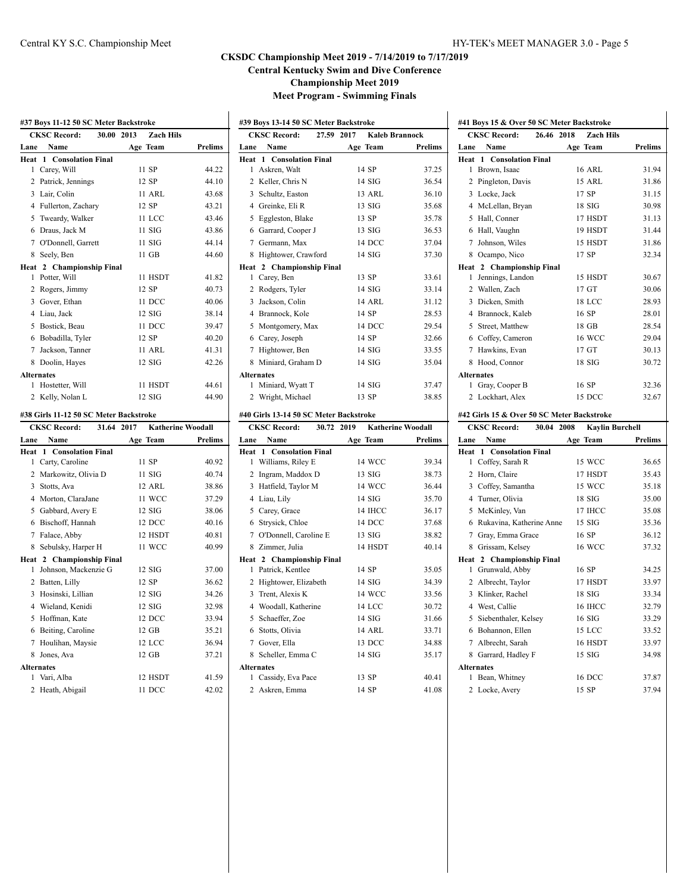# CKSDC Championship Meet 2019 - 7/14/2019 to 7/17/2019

## Central Kentucky Swim and Dive Conference

## Championship Meet 2019

## Meet Program - Swimming Finals

### #37 Boys 11-12 50 SC Meter Backstroke

**CKSC Record: 30.00 2013 Zach Hils**

| Lane | Name | Age | Team | Prelims |
|---|---|---|---|---|
| **Heat 1 Consolation Final** | | | | |
| 1 | Carey, Will | 11 | SP | 44.22 |
| 2 | Patrick, Jennings | 12 | SP | 44.10 |
| 3 | Lair, Colin | 11 | ARL | 43.68 |
| 4 | Fullerton, Zachary | 12 | SP | 43.21 |
| 5 | Tweardy, Walker | 11 | LCC | 43.46 |
| 6 | Draus, Jack M | 11 | SIG | 43.86 |
| 7 | O'Donnell, Garrett | 11 | SIG | 44.14 |
| 8 | Seely, Ben | 11 | GB | 44.60 |
| **Heat 2 Championship Final** | | | | |
| 1 | Potter, Will | 11 | HSDT | 41.82 |
| 2 | Rogers, Jimmy | 12 | SP | 40.73 |
| 3 | Gover, Ethan | 11 | DCC | 40.06 |
| 4 | Liau, Jack | 12 | SIG | 38.14 |
| 5 | Bostick, Beau | 11 | DCC | 39.47 |
| 6 | Bobadilla, Tyler | 12 | SP | 40.20 |
| 7 | Jackson, Tanner | 11 | ARL | 41.31 |
| 8 | Doolin, Hayes | 12 | SIG | 42.26 |
| **Alternates** | | | | |
| 1 | Hostetter, Will | 11 | HSDT | 44.61 |
| 2 | Kelly, Nolan L | 12 | SIG | 44.90 |

### #38 Girls 11-12 50 SC Meter Backstroke

**CKSC Record: 31.64 2017 Katherine Woodall**

| Lane | Name | Age | Team | Prelims |
|---|---|---|---|---|
| **Heat 1 Consolation Final** | | | | |
| 1 | Carty, Caroline | 11 | SP | 40.92 |
| 2 | Markowitz, Olivia D | 11 | SIG | 40.74 |
| 3 | Stotts, Ava | 12 | ARL | 38.86 |
| 4 | Morton, ClaraJane | 11 | WCC | 37.29 |
| 5 | Gabbard, Avery E | 12 | SIG | 38.06 |
| 6 | Bischoff, Hannah | 12 | DCC | 40.16 |
| 7 | Falace, Abby | 12 | HSDT | 40.81 |
| 8 | Sebulsky, Harper H | 11 | WCC | 40.99 |
| **Heat 2 Championship Final** | | | | |
| 1 | Johnson, Mackenzie G | 12 | SIG | 37.00 |
| 2 | Batten, Lilly | 12 | SP | 36.62 |
| 3 | Hosinski, Lillian | 12 | SIG | 34.26 |
| 4 | Wieland, Kenidi | 12 | SIG | 32.98 |
| 5 | Hoffman, Kate | 12 | DCC | 33.94 |
| 6 | Beiting, Caroline | 12 | GB | 35.21 |
| 7 | Houlihan, Maysie | 12 | LCC | 36.94 |
| 8 | Jones, Ava | 12 | GB | 37.21 |
| **Alternates** | | | | |
| 1 | Vari, Alba | 12 | HSDT | 41.59 |
| 2 | Heath, Abigail | 11 | DCC | 42.02 |

### #39 Boys 13-14 50 SC Meter Backstroke

**CKSC Record: 27.59 2017 Kaleb Brannock**

| Lane | Name | Age | Team | Prelims |
|---|---|---|---|---|
| **Heat 1 Consolation Final** | | | | |
| 1 | Askren, Walt | 14 | SP | 37.25 |
| 2 | Keller, Chris N | 14 | SIG | 36.54 |
| 3 | Schultz, Easton | 13 | ARL | 36.10 |
| 4 | Greinke, Eli R | 13 | SIG | 35.68 |
| 5 | Eggleston, Blake | 13 | SP | 35.78 |
| 6 | Garrard, Cooper J | 13 | SIG | 36.53 |
| 7 | Germann, Max | 14 | DCC | 37.04 |
| 8 | Hightower, Crawford | 14 | SIG | 37.30 |
| **Heat 2 Championship Final** | | | | |
| 1 | Carey, Ben | 13 | SP | 33.61 |
| 2 | Rodgers, Tyler | 14 | SIG | 33.14 |
| 3 | Jackson, Colin | 14 | ARL | 31.12 |
| 4 | Brannock, Kole | 14 | SP | 28.53 |
| 5 | Montgomery, Max | 14 | DCC | 29.54 |
| 6 | Carey, Joseph | 14 | SP | 32.66 |
| 7 | Hightower, Ben | 14 | SIG | 33.55 |
| 8 | Miniard, Graham D | 14 | SIG | 35.04 |
| **Alternates** | | | | |
| 1 | Miniard, Wyatt T | 14 | SIG | 37.47 |
| 2 | Wright, Michael | 13 | SP | 38.85 |

### #40 Girls 13-14 50 SC Meter Backstroke

**CKSC Record: 30.72 2019 Katherine Woodall**

| Lane | Name | Age | Team | Prelims |
|---|---|---|---|---|
| **Heat 1 Consolation Final** | | | | |
| 1 | Williams, Riley E | 14 | WCC | 39.34 |
| 2 | Ingram, Maddox D | 13 | SIG | 38.73 |
| 3 | Hatfield, Taylor M | 14 | WCC | 36.44 |
| 4 | Liau, Lily | 14 | SIG | 35.70 |
| 5 | Carey, Grace | 14 | IHCC | 36.17 |
| 6 | Strysick, Chloe | 14 | DCC | 37.68 |
| 7 | O'Donnell, Caroline E | 13 | SIG | 38.82 |
| 8 | Zimmer, Julia | 14 | HSDT | 40.14 |
| **Heat 2 Championship Final** | | | | |
| 1 | Patrick, Kentlee | 14 | SP | 35.05 |
| 2 | Hightower, Elizabeth | 14 | SIG | 34.39 |
| 3 | Trent, Alexis K | 14 | WCC | 33.56 |
| 4 | Woodall, Katherine | 14 | LCC | 30.72 |
| 5 | Schaeffer, Zoe | 14 | SIG | 31.66 |
| 6 | Stotts, Olivia | 14 | ARL | 33.71 |
| 7 | Gover, Ella | 13 | DCC | 34.88 |
| 8 | Scheller, Emma C | 14 | SIG | 35.17 |
| **Alternates** | | | | |
| 1 | Cassidy, Eva Pace | 13 | SP | 40.41 |
| 2 | Askren, Emma | 14 | SP | 41.08 |

### #41 Boys 15 & Over 50 SC Meter Backstroke

**CKSC Record: 26.46 2018 Zach Hils**

| Lane | Name | Age | Team | Prelims |
|---|---|---|---|---|
| **Heat 1 Consolation Final** | | | | |
| 1 | Brown, Isaac | 16 | ARL | 31.94 |
| 2 | Pingleton, Davis | 15 | ARL | 31.86 |
| 3 | Locke, Jack | 17 | SP | 31.15 |
| 4 | McLellan, Bryan | 18 | SIG | 30.98 |
| 5 | Hall, Conner | 17 | HSDT | 31.13 |
| 6 | Hall, Vaughn | 19 | HSDT | 31.44 |
| 7 | Johnson, Wiles | 15 | HSDT | 31.86 |
| 8 | Ocampo, Nico | 17 | SP | 32.34 |
| **Heat 2 Championship Final** | | | | |
| 1 | Jennings, Landon | 15 | HSDT | 30.67 |
| 2 | Wallen, Zach | 17 | GT | 30.06 |
| 3 | Dicken, Smith | 18 | LCC | 28.93 |
| 4 | Brannock, Kaleb | 16 | SP | 28.01 |
| 5 | Street, Matthew | 18 | GB | 28.54 |
| 6 | Coffey, Cameron | 16 | WCC | 29.04 |
| 7 | Hawkins, Evan | 17 | GT | 30.13 |
| 8 | Hood, Connor | 18 | SIG | 30.72 |
| **Alternates** | | | | |
| 1 | Gray, Cooper B | 16 | SP | 32.36 |
| 2 | Lockhart, Alex | 15 | DCC | 32.67 |

### #42 Girls 15 & Over 50 SC Meter Backstroke

**CKSC Record: 30.04 2008 Kaylin Burchell**

| Lane | Name | Age | Team | Prelims |
|---|---|---|---|---|
| **Heat 1 Consolation Final** | | | | |
| 1 | Coffey, Sarah R | 15 | WCC | 36.65 |
| 2 | Horn, Claire | 17 | HSDT | 35.43 |
| 3 | Coffey, Samantha | 15 | WCC | 35.18 |
| 4 | Turner, Olivia | 18 | SIG | 35.00 |
| 5 | McKinley, Van | 17 | IHCC | 35.08 |
| 6 | Rukavina, Katherine Anne | 15 | SIG | 35.36 |
| 7 | Gray, Emma Grace | 16 | SP | 36.12 |
| 8 | Grissam, Kelsey | 16 | WCC | 37.32 |
| **Heat 2 Championship Final** | | | | |
| 1 | Grunwald, Abby | 16 | SP | 34.25 |
| 2 | Albrecht, Taylor | 17 | HSDT | 33.97 |
| 3 | Klinker, Rachel | 18 | SIG | 33.34 |
| 4 | West, Callie | 16 | IHCC | 32.79 |
| 5 | Siebenthaler, Kelsey | 16 | SIG | 33.29 |
| 6 | Bohannon, Ellen | 15 | LCC | 33.52 |
| 7 | Albrecht, Sarah | 16 | HSDT | 33.97 |
| 8 | Garrard, Hadley F | 15 | SIG | 34.98 |
| **Alternates** | | | | |
| 1 | Bean, Whitney | 16 | DCC | 37.87 |
| 2 | Locke, Avery | 15 | SP | 37.94 |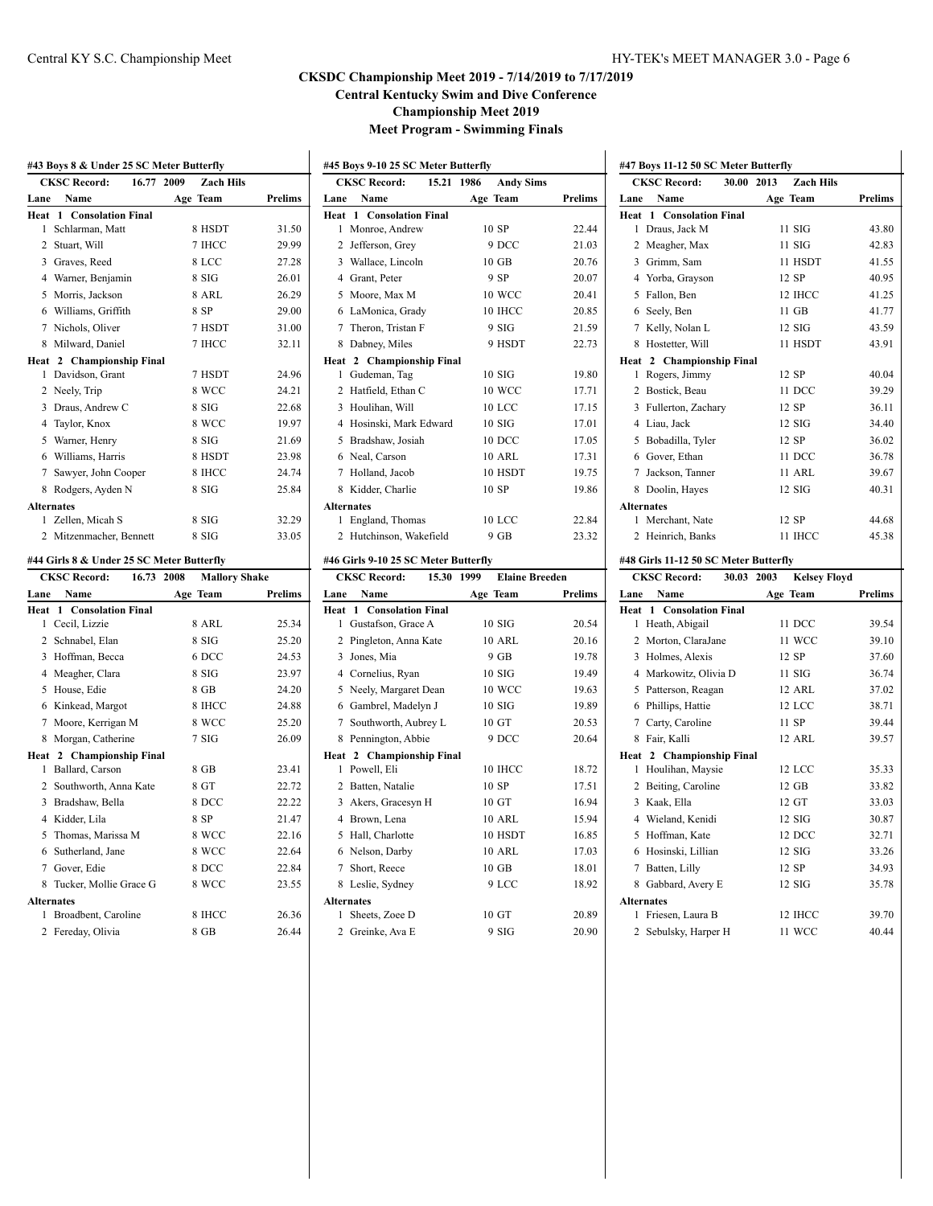# CKSDC Championship Meet 2019 - 7/14/2019 to 7/17/2019

## Central Kentucky Swim and Dive Conference

## Championship Meet 2019

## Meet Program - Swimming Finals

### #43 Boys 8 & Under 25 SC Meter Butterfly

CKSC Record: 16.77 2009 Zach Hils

| Lane | Name | Age | Team | Prelims |
|---|---|---|---|---|
| **Heat 1 Consolation Final** | | | | |
| 1 | Schlarman, Matt | 8 | HSDT | 31.50 |
| 2 | Stuart, Will | 7 | IHCC | 29.99 |
| 3 | Graves, Reed | 8 | LCC | 27.28 |
| 4 | Warner, Benjamin | 8 | SIG | 26.01 |
| 5 | Morris, Jackson | 8 | ARL | 26.29 |
| 6 | Williams, Griffith | 8 | SP | 29.00 |
| 7 | Nichols, Oliver | 7 | HSDT | 31.00 |
| 8 | Milward, Daniel | 7 | IHCC | 32.11 |
| **Heat 2 Championship Final** | | | | |
| 1 | Davidson, Grant | 7 | HSDT | 24.96 |
| 2 | Neely, Trip | 8 | WCC | 24.21 |
| 3 | Draus, Andrew C | 8 | SIG | 22.68 |
| 4 | Taylor, Knox | 8 | WCC | 19.97 |
| 5 | Warner, Henry | 8 | SIG | 21.69 |
| 6 | Williams, Harris | 8 | HSDT | 23.98 |
| 7 | Sawyer, John Cooper | 8 | IHCC | 24.74 |
| 8 | Rodgers, Ayden N | 8 | SIG | 25.84 |
| **Alternates** | | | | |
| 1 | Zellen, Micah S | 8 | SIG | 32.29 |
| 2 | Mitzenmacher, Bennett | 8 | SIG | 33.05 |

### #44 Girls 8 & Under 25 SC Meter Butterfly

CKSC Record: 16.73 2008 Mallory Shake

| Lane | Name | Age | Team | Prelims |
|---|---|---|---|---|
| **Heat 1 Consolation Final** | | | | |
| 1 | Cecil, Lizzie | 8 | ARL | 25.34 |
| 2 | Schnabel, Elan | 8 | SIG | 25.20 |
| 3 | Hoffman, Becca | 6 | DCC | 24.53 |
| 4 | Meagher, Clara | 8 | SIG | 23.97 |
| 5 | House, Edie | 8 | GB | 24.20 |
| 6 | Kinkead, Margot | 8 | IHCC | 24.88 |
| 7 | Moore, Kerrigan M | 8 | WCC | 25.20 |
| 8 | Morgan, Catherine | 7 | SIG | 26.09 |
| **Heat 2 Championship Final** | | | | |
| 1 | Ballard, Carson | 8 | GB | 23.41 |
| 2 | Southworth, Anna Kate | 8 | GT | 22.72 |
| 3 | Bradshaw, Bella | 8 | DCC | 22.22 |
| 4 | Kidder, Lila | 8 | SP | 21.47 |
| 5 | Thomas, Marissa M | 8 | WCC | 22.16 |
| 6 | Sutherland, Jane | 8 | WCC | 22.64 |
| 7 | Gover, Edie | 8 | DCC | 22.84 |
| 8 | Tucker, Mollie Grace G | 8 | WCC | 23.55 |
| **Alternates** | | | | |
| 1 | Broadbent, Caroline | 8 | IHCC | 26.36 |
| 2 | Fereday, Olivia | 8 | GB | 26.44 |

### #45 Boys 9-10 25 SC Meter Butterfly

CKSC Record: 15.21 1986 Andy Sims

| Lane | Name | Age | Team | Prelims |
|---|---|---|---|---|
| **Heat 1 Consolation Final** | | | | |
| 1 | Monroe, Andrew | 10 | SP | 22.44 |
| 2 | Jefferson, Grey | 9 | DCC | 21.03 |
| 3 | Wallace, Lincoln | 10 | GB | 20.76 |
| 4 | Grant, Peter | 9 | SP | 20.07 |
| 5 | Moore, Max M | 10 | WCC | 20.41 |
| 6 | LaMonica, Grady | 10 | IHCC | 20.85 |
| 7 | Theron, Tristan F | 9 | SIG | 21.59 |
| 8 | Dabney, Miles | 9 | HSDT | 22.73 |
| **Heat 2 Championship Final** | | | | |
| 1 | Gudeman, Tag | 10 | SIG | 19.80 |
| 2 | Hatfield, Ethan C | 10 | WCC | 17.71 |
| 3 | Houlihan, Will | 10 | LCC | 17.15 |
| 4 | Hosinski, Mark Edward | 10 | SIG | 17.01 |
| 5 | Bradshaw, Josiah | 10 | DCC | 17.05 |
| 6 | Neal, Carson | 10 | ARL | 17.31 |
| 7 | Holland, Jacob | 10 | HSDT | 19.75 |
| 8 | Kidder, Charlie | 10 | SP | 19.86 |
| **Alternates** | | | | |
| 1 | England, Thomas | 10 | LCC | 22.84 |
| 2 | Hutchinson, Wakefield | 9 | GB | 23.32 |

### #46 Girls 9-10 25 SC Meter Butterfly

CKSC Record: 15.30 1999 Elaine Breeden

| Lane | Name | Age | Team | Prelims |
|---|---|---|---|---|
| **Heat 1 Consolation Final** | | | | |
| 1 | Gustafson, Grace A | 10 | SIG | 20.54 |
| 2 | Pingleton, Anna Kate | 10 | ARL | 20.16 |
| 3 | Jones, Mia | 9 | GB | 19.78 |
| 4 | Cornelius, Ryan | 10 | SIG | 19.49 |
| 5 | Neely, Margaret Dean | 10 | WCC | 19.63 |
| 6 | Gambrel, Madelyn J | 10 | SIG | 19.89 |
| 7 | Southworth, Aubrey L | 10 | GT | 20.53 |
| 8 | Pennington, Abbie | 9 | DCC | 20.64 |
| **Heat 2 Championship Final** | | | | |
| 1 | Powell, Eli | 10 | IHCC | 18.72 |
| 2 | Batten, Natalie | 10 | SP | 17.51 |
| 3 | Akers, Gracesyn H | 10 | GT | 16.94 |
| 4 | Brown, Lena | 10 | ARL | 15.94 |
| 5 | Hall, Charlotte | 10 | HSDT | 16.85 |
| 6 | Nelson, Darby | 10 | ARL | 17.03 |
| 7 | Short, Reece | 10 | GB | 18.01 |
| 8 | Leslie, Sydney | 9 | LCC | 18.92 |
| **Alternates** | | | | |
| 1 | Sheets, Zoee D | 10 | GT | 20.89 |
| 2 | Greinke, Ava E | 9 | SIG | 20.90 |

### #47 Boys 11-12 50 SC Meter Butterfly

CKSC Record: 30.00 2013 Zach Hils

| Lane | Name | Age | Team | Prelims |
|---|---|---|---|---|
| **Heat 1 Consolation Final** | | | | |
| 1 | Draus, Jack M | 11 | SIG | 43.80 |
| 2 | Meagher, Max | 11 | SIG | 42.83 |
| 3 | Grimm, Sam | 11 | HSDT | 41.55 |
| 4 | Yorba, Grayson | 12 | SP | 40.95 |
| 5 | Fallon, Ben | 12 | IHCC | 41.25 |
| 6 | Seely, Ben | 11 | GB | 41.77 |
| 7 | Kelly, Nolan L | 12 | SIG | 43.59 |
| 8 | Hostetter, Will | 11 | HSDT | 43.91 |
| **Heat 2 Championship Final** | | | | |
| 1 | Rogers, Jimmy | 12 | SP | 40.04 |
| 2 | Bostick, Beau | 11 | DCC | 39.29 |
| 3 | Fullerton, Zachary | 12 | SP | 36.11 |
| 4 | Liau, Jack | 12 | SIG | 34.40 |
| 5 | Bobadilla, Tyler | 12 | SP | 36.02 |
| 6 | Gover, Ethan | 11 | DCC | 36.78 |
| 7 | Jackson, Tanner | 11 | ARL | 39.67 |
| 8 | Doolin, Hayes | 12 | SIG | 40.31 |
| **Alternates** | | | | |
| 1 | Merchant, Nate | 12 | SP | 44.68 |
| 2 | Heinrich, Banks | 11 | IHCC | 45.38 |

### #48 Girls 11-12 50 SC Meter Butterfly

CKSC Record: 30.03 2003 Kelsey Floyd

| Lane | Name | Age | Team | Prelims |
|---|---|---|---|---|
| **Heat 1 Consolation Final** | | | | |
| 1 | Heath, Abigail | 11 | DCC | 39.54 |
| 2 | Morton, ClaraJane | 11 | WCC | 39.10 |
| 3 | Holmes, Alexis | 12 | SP | 37.60 |
| 4 | Markowitz, Olivia D | 11 | SIG | 36.74 |
| 5 | Patterson, Reagan | 12 | ARL | 37.02 |
| 6 | Phillips, Hattie | 12 | LCC | 38.71 |
| 7 | Carty, Caroline | 11 | SP | 39.44 |
| 8 | Fair, Kalli | 12 | ARL | 39.57 |
| **Heat 2 Championship Final** | | | | |
| 1 | Houlihan, Maysie | 12 | LCC | 35.33 |
| 2 | Beiting, Caroline | 12 | GB | 33.82 |
| 3 | Kaak, Ella | 12 | GT | 33.03 |
| 4 | Wieland, Kenidi | 12 | SIG | 30.87 |
| 5 | Hoffman, Kate | 12 | DCC | 32.71 |
| 6 | Hosinski, Lillian | 12 | SIG | 33.26 |
| 7 | Batten, Lilly | 12 | SP | 34.93 |
| 8 | Gabbard, Avery E | 12 | SIG | 35.78 |
| **Alternates** | | | | |
| 1 | Friesen, Laura B | 12 | IHCC | 39.70 |
| 2 | Sebulsky, Harper H | 11 | WCC | 40.44 |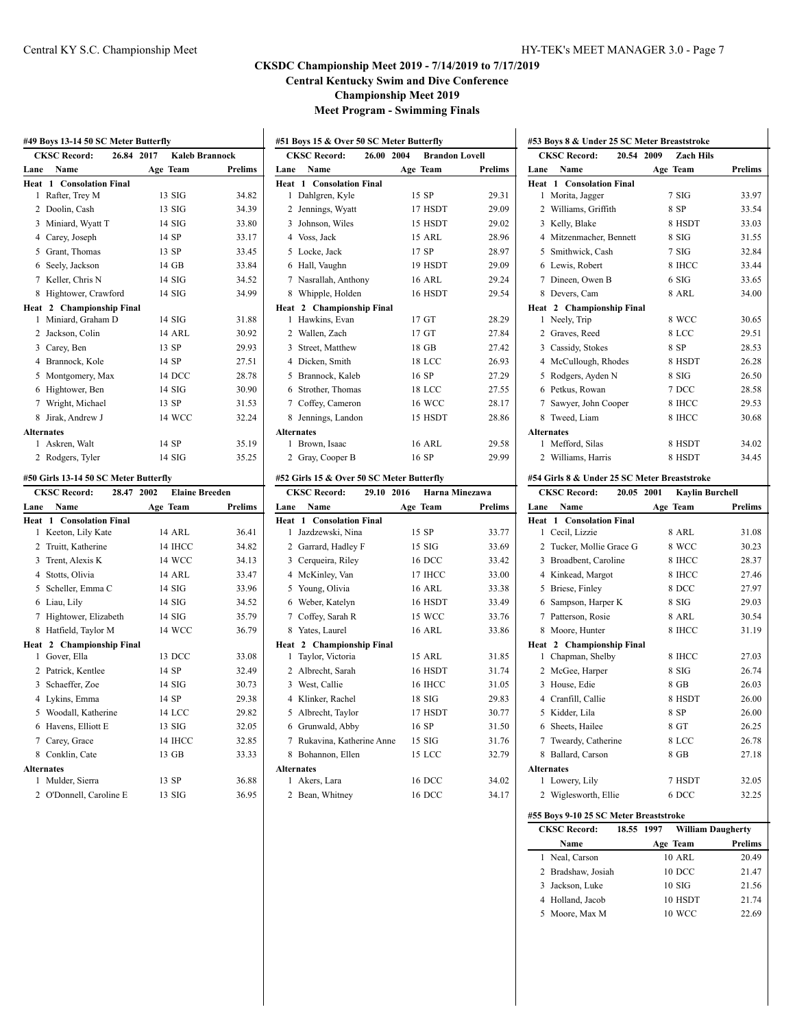## CKSDC Championship Meet 2019 - 7/14/2019 to 7/17/2019
### Central Kentucky Swim and Dive Conference
### Championship Meet 2019
### Meet Program - Swimming Finals

#### #49 Boys 13-14 50 SC Meter Butterfly

CKSC Record: 26.84 2017 Kaleb Brannock

| Lane | Name | Age | Team | Prelims |
|---|---|---|---|---|
| **Heat 1 Consolation Final** | | | | |
| 1 | Rafter, Trey M | 13 | SIG | 34.82 |
| 2 | Doolin, Cash | 13 | SIG | 34.39 |
| 3 | Miniard, Wyatt T | 14 | SIG | 33.80 |
| 4 | Carey, Joseph | 14 | SP | 33.17 |
| 5 | Grant, Thomas | 13 | SP | 33.45 |
| 6 | Seely, Jackson | 14 | GB | 33.84 |
| 7 | Keller, Chris N | 14 | SIG | 34.52 |
| 8 | Hightower, Crawford | 14 | SIG | 34.99 |
| **Heat 2 Championship Final** | | | | |
| 1 | Miniard, Graham D | 14 | SIG | 31.88 |
| 2 | Jackson, Colin | 14 | ARL | 30.92 |
| 3 | Carey, Ben | 13 | SP | 29.93 |
| 4 | Brannock, Kole | 14 | SP | 27.51 |
| 5 | Montgomery, Max | 14 | DCC | 28.78 |
| 6 | Hightower, Ben | 14 | SIG | 30.90 |
| 7 | Wright, Michael | 13 | SP | 31.53 |
| 8 | Jirak, Andrew J | 14 | WCC | 32.24 |
| **Alternates** | | | | |
| 1 | Askren, Walt | 14 | SP | 35.19 |
| 2 | Rodgers, Tyler | 14 | SIG | 35.25 |

#### #50 Girls 13-14 50 SC Meter Butterfly

CKSC Record: 28.47 2002 Elaine Breeden

| Lane | Name | Age | Team | Prelims |
|---|---|---|---|---|
| **Heat 1 Consolation Final** | | | | |
| 1 | Keeton, Lily Kate | 14 | ARL | 36.41 |
| 2 | Truitt, Katherine | 14 | IHCC | 34.82 |
| 3 | Trent, Alexis K | 14 | WCC | 34.13 |
| 4 | Stotts, Olivia | 14 | ARL | 33.47 |
| 5 | Scheller, Emma C | 14 | SIG | 33.96 |
| 6 | Liau, Lily | 14 | SIG | 34.52 |
| 7 | Hightower, Elizabeth | 14 | SIG | 35.79 |
| 8 | Hatfield, Taylor M | 14 | WCC | 36.79 |
| **Heat 2 Championship Final** | | | | |
| 1 | Gover, Ella | 13 | DCC | 33.08 |
| 2 | Patrick, Kentlee | 14 | SP | 32.49 |
| 3 | Schaeffer, Zoe | 14 | SIG | 30.73 |
| 4 | Lykins, Emma | 14 | SP | 29.38 |
| 5 | Woodall, Katherine | 14 | LCC | 29.82 |
| 6 | Havens, Elliott E | 13 | SIG | 32.05 |
| 7 | Carey, Grace | 14 | IHCC | 32.85 |
| 8 | Conklin, Cate | 13 | GB | 33.33 |
| **Alternates** | | | | |
| 1 | Mulder, Sierra | 13 | SP | 36.88 |
| 2 | O'Donnell, Caroline E | 13 | SIG | 36.95 |

#### #51 Boys 15 & Over 50 SC Meter Butterfly

CKSC Record: 26.00 2004 Brandon Lovell

| Lane | Name | Age | Team | Prelims |
|---|---|---|---|---|
| **Heat 1 Consolation Final** | | | | |
| 1 | Dahlgren, Kyle | 15 | SP | 29.31 |
| 2 | Jennings, Wyatt | 17 | HSDT | 29.09 |
| 3 | Johnson, Wiles | 15 | HSDT | 29.02 |
| 4 | Voss, Jack | 15 | ARL | 28.96 |
| 5 | Locke, Jack | 17 | SP | 28.97 |
| 6 | Hall, Vaughn | 19 | HSDT | 29.09 |
| 7 | Nasrallah, Anthony | 16 | ARL | 29.24 |
| 8 | Whipple, Holden | 16 | HSDT | 29.54 |
| **Heat 2 Championship Final** | | | | |
| 1 | Hawkins, Evan | 17 | GT | 28.29 |
| 2 | Wallen, Zach | 17 | GT | 27.84 |
| 3 | Street, Matthew | 18 | GB | 27.42 |
| 4 | Dicken, Smith | 18 | LCC | 26.93 |
| 5 | Brannock, Kaleb | 16 | SP | 27.29 |
| 6 | Strother, Thomas | 18 | LCC | 27.55 |
| 7 | Coffey, Cameron | 16 | WCC | 28.17 |
| 8 | Jennings, Landon | 15 | HSDT | 28.86 |
| **Alternates** | | | | |
| 1 | Brown, Isaac | 16 | ARL | 29.58 |
| 2 | Gray, Cooper B | 16 | SP | 29.99 |

#### #52 Girls 15 & Over 50 SC Meter Butterfly

CKSC Record: 29.10 2016 Harna Minezawa

| Lane | Name | Age | Team | Prelims |
|---|---|---|---|---|
| **Heat 1 Consolation Final** | | | | |
| 1 | Jazdzewski, Nina | 15 | SP | 33.77 |
| 2 | Garrard, Hadley F | 15 | SIG | 33.69 |
| 3 | Cerqueira, Riley | 16 | DCC | 33.42 |
| 4 | McKinley, Van | 17 | IHCC | 33.00 |
| 5 | Young, Olivia | 16 | ARL | 33.38 |
| 6 | Weber, Katelyn | 16 | HSDT | 33.49 |
| 7 | Coffey, Sarah R | 15 | WCC | 33.76 |
| 8 | Yates, Laurel | 16 | ARL | 33.86 |
| **Heat 2 Championship Final** | | | | |
| 1 | Taylor, Victoria | 15 | ARL | 31.85 |
| 2 | Albrecht, Sarah | 16 | HSDT | 31.74 |
| 3 | West, Callie | 16 | IHCC | 31.05 |
| 4 | Klinker, Rachel | 18 | SIG | 29.83 |
| 5 | Albrecht, Taylor | 17 | HSDT | 30.77 |
| 6 | Grunwald, Abby | 16 | SP | 31.50 |
| 7 | Rukavina, Katherine Anne | 15 | SIG | 31.76 |
| 8 | Bohannon, Ellen | 15 | LCC | 32.79 |
| **Alternates** | | | | |
| 1 | Akers, Lara | 16 | DCC | 34.02 |
| 2 | Bean, Whitney | 16 | DCC | 34.17 |

#### #53 Boys 8 & Under 25 SC Meter Breaststroke

CKSC Record: 20.54 2009 Zach Hils

| Lane | Name | Age | Team | Prelims |
|---|---|---|---|---|
| **Heat 1 Consolation Final** | | | | |
| 1 | Morita, Jagger | 7 | SIG | 33.97 |
| 2 | Williams, Griffith | 8 | SP | 33.54 |
| 3 | Kelly, Blake | 8 | HSDT | 33.03 |
| 4 | Mitzenmacher, Bennett | 8 | SIG | 31.55 |
| 5 | Smithwick, Cash | 7 | SIG | 32.84 |
| 6 | Lewis, Robert | 8 | IHCC | 33.44 |
| 7 | Dineen, Owen B | 6 | SIG | 33.65 |
| 8 | Devers, Cam | 8 | ARL | 34.00 |
| **Heat 2 Championship Final** | | | | |
| 1 | Neely, Trip | 8 | WCC | 30.65 |
| 2 | Graves, Reed | 8 | LCC | 29.51 |
| 3 | Cassidy, Stokes | 8 | SP | 28.53 |
| 4 | McCullough, Rhodes | 8 | HSDT | 26.28 |
| 5 | Rodgers, Ayden N | 8 | SIG | 26.50 |
| 6 | Petkus, Rowan | 7 | DCC | 28.58 |
| 7 | Sawyer, John Cooper | 8 | IHCC | 29.53 |
| 8 | Tweed, Liam | 8 | IHCC | 30.68 |
| **Alternates** | | | | |
| 1 | Mefford, Silas | 8 | HSDT | 34.02 |
| 2 | Williams, Harris | 8 | HSDT | 34.45 |

#### #54 Girls 8 & Under 25 SC Meter Breaststroke

CKSC Record: 20.05 2001 Kaylin Burchell

| Lane | Name | Age | Team | Prelims |
|---|---|---|---|---|
| **Heat 1 Consolation Final** | | | | |
| 1 | Cecil, Lizzie | 8 | ARL | 31.08 |
| 2 | Tucker, Mollie Grace G | 8 | WCC | 30.23 |
| 3 | Broadbent, Caroline | 8 | IHCC | 28.37 |
| 4 | Kinkead, Margot | 8 | IHCC | 27.46 |
| 5 | Briese, Finley | 8 | DCC | 27.97 |
| 6 | Sampson, Harper K | 8 | SIG | 29.03 |
| 7 | Patterson, Rosie | 8 | ARL | 30.54 |
| 8 | Moore, Hunter | 8 | IHCC | 31.19 |
| **Heat 2 Championship Final** | | | | |
| 1 | Chapman, Shelby | 8 | IHCC | 27.03 |
| 2 | McGee, Harper | 8 | SIG | 26.74 |
| 3 | House, Edie | 8 | GB | 26.03 |
| 4 | Cranfill, Callie | 8 | HSDT | 26.00 |
| 5 | Kidder, Lila | 8 | SP | 26.00 |
| 6 | Sheets, Hailee | 8 | GT | 26.25 |
| 7 | Tweardy, Catherine | 8 | LCC | 26.78 |
| 8 | Ballard, Carson | 8 | GB | 27.18 |
| **Alternates** | | | | |
| 1 | Lowery, Lily | 7 | HSDT | 32.05 |
| 2 | Wiglesworth, Ellie | 6 | DCC | 32.25 |

#### #55 Boys 9-10 25 SC Meter Breaststroke

CKSC Record: 18.55 1997 William Daugherty

| | Name | Age | Team | Prelims |
|---|---|---|---|---|
| 1 | Neal, Carson | 10 | ARL | 20.49 |
| 2 | Bradshaw, Josiah | 10 | DCC | 21.47 |
| 3 | Jackson, Luke | 10 | SIG | 21.56 |
| 4 | Holland, Jacob | 10 | HSDT | 21.74 |
| 5 | Moore, Max M | 10 | WCC | 22.69 |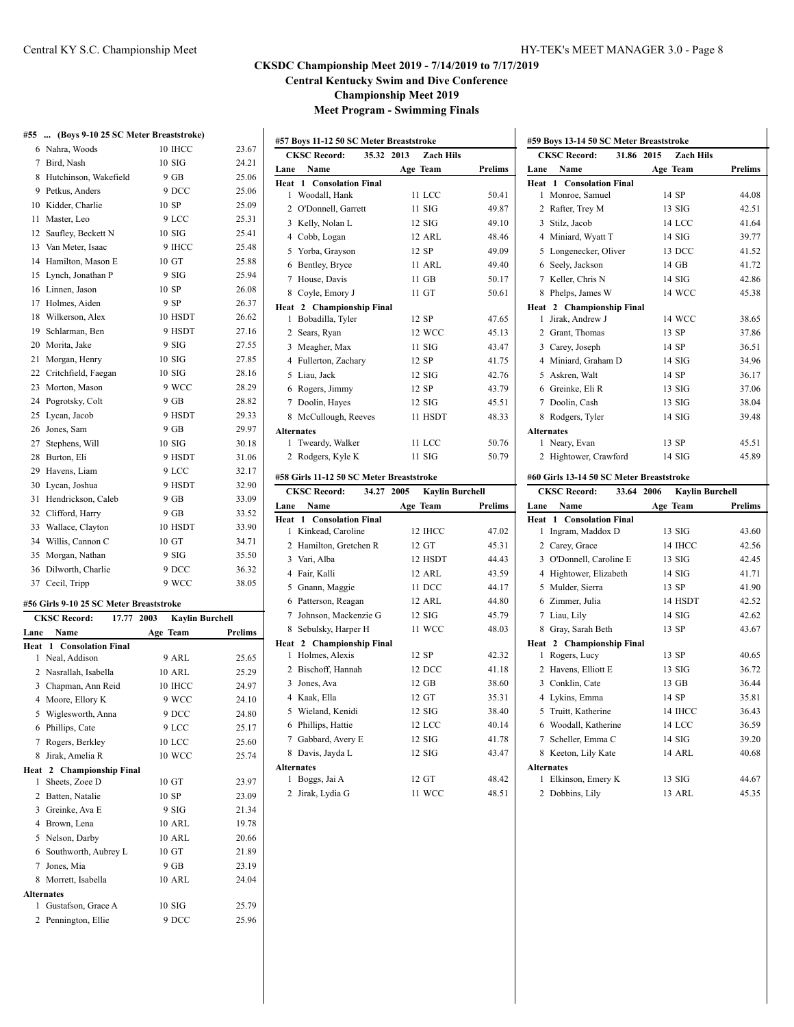# CKSDC Championship Meet 2019 - 7/14/2019 to 7/17/2019

## Central Kentucky Swim and Dive Conference

## Championship Meet 2019

## Meet Program - Swimming Finals

### #55 ... (Boys 9-10 25 SC Meter Breaststroke)

| Lane | Name | Age | Team | Prelims |
|---|---|---|---|---|
| 6 | Nahra, Woods | 10 | IHCC | 23.67 |
| 7 | Bird, Nash | 10 | SIG | 24.21 |
| 8 | Hutchinson, Wakefield | 9 | GB | 25.06 |
| 9 | Petkus, Anders | 9 | DCC | 25.06 |
| 10 | Kidder, Charlie | 10 | SP | 25.09 |
| 11 | Master, Leo | 9 | LCC | 25.31 |
| 12 | Saufley, Beckett N | 10 | SIG | 25.41 |
| 13 | Van Meter, Isaac | 9 | IHCC | 25.48 |
| 14 | Hamilton, Mason E | 10 | GT | 25.88 |
| 15 | Lynch, Jonathan P | 9 | SIG | 25.94 |
| 16 | Linnen, Jason | 10 | SP | 26.08 |
| 17 | Holmes, Aiden | 9 | SP | 26.37 |
| 18 | Wilkerson, Alex | 10 | HSDT | 26.62 |
| 19 | Schlarman, Ben | 9 | HSDT | 27.16 |
| 20 | Morita, Jake | 9 | SIG | 27.55 |
| 21 | Morgan, Henry | 10 | SIG | 27.85 |
| 22 | Critchfield, Faegan | 10 | SIG | 28.16 |
| 23 | Morton, Mason | 9 | WCC | 28.29 |
| 24 | Pogrotsky, Colt | 9 | GB | 28.82 |
| 25 | Lycan, Jacob | 9 | HSDT | 29.33 |
| 26 | Jones, Sam | 9 | GB | 29.97 |
| 27 | Stephens, Will | 10 | SIG | 30.18 |
| 28 | Burton, Eli | 9 | HSDT | 31.06 |
| 29 | Havens, Liam | 9 | LCC | 32.17 |
| 30 | Lycan, Joshua | 9 | HSDT | 32.90 |
| 31 | Hendrickson, Caleb | 9 | GB | 33.09 |
| 32 | Clifford, Harry | 9 | GB | 33.52 |
| 33 | Wallace, Clayton | 10 | HSDT | 33.90 |
| 34 | Willis, Cannon C | 10 | GT | 34.71 |
| 35 | Morgan, Nathan | 9 | SIG | 35.50 |
| 36 | Dilworth, Charlie | 9 | DCC | 36.32 |
| 37 | Cecil, Tripp | 9 | WCC | 38.05 |

### #56 Girls 9-10 25 SC Meter Breaststroke

CKSC Record: 17.77 2003 Kaylin Burchell

| Lane | Name | Age | Team | Prelims |
|---|---|---|---|---|
| **Heat 1 Consolation Final** | | | | |
| 1 | Neal, Addison | 9 | ARL | 25.65 |
| 2 | Nasrallah, Isabella | 10 | ARL | 25.29 |
| 3 | Chapman, Ann Reid | 10 | IHCC | 24.97 |
| 4 | Moore, Ellory K | 9 | WCC | 24.10 |
| 5 | Wiglesworth, Anna | 9 | DCC | 24.80 |
| 6 | Phillips, Cate | 9 | LCC | 25.17 |
| 7 | Rogers, Berkley | 10 | LCC | 25.60 |
| 8 | Jirak, Amelia R | 10 | WCC | 25.74 |
| **Heat 2 Championship Final** | | | | |
| 1 | Sheets, Zoee D | 10 | GT | 23.97 |
| 2 | Batten, Natalie | 10 | SP | 23.09 |
| 3 | Greinke, Ava E | 9 | SIG | 21.34 |
| 4 | Brown, Lena | 10 | ARL | 19.78 |
| 5 | Nelson, Darby | 10 | ARL | 20.66 |
| 6 | Southworth, Aubrey L | 10 | GT | 21.89 |
| 7 | Jones, Mia | 9 | GB | 23.19 |
| 8 | Morrett, Isabella | 10 | ARL | 24.04 |
| **Alternates** | | | | |
| 1 | Gustafson, Grace A | 10 | SIG | 25.79 |
| 2 | Pennington, Ellie | 9 | DCC | 25.96 |

### #57 Boys 11-12 50 SC Meter Breaststroke

CKSC Record: 35.32 2013 Zach Hils

| Lane | Name | Age | Team | Prelims |
|---|---|---|---|---|
| **Heat 1 Consolation Final** | | | | |
| 1 | Woodall, Hank | 11 | LCC | 50.41 |
| 2 | O'Donnell, Garrett | 11 | SIG | 49.87 |
| 3 | Kelly, Nolan L | 12 | SIG | 49.10 |
| 4 | Cobb, Logan | 12 | ARL | 48.46 |
| 5 | Yorba, Grayson | 12 | SP | 49.09 |
| 6 | Bentley, Bryce | 11 | ARL | 49.40 |
| 7 | House, Davis | 11 | GB | 50.17 |
| 8 | Coyle, Emory J | 11 | GT | 50.61 |
| **Heat 2 Championship Final** | | | | |
| 1 | Bobadilla, Tyler | 12 | SP | 47.65 |
| 2 | Sears, Ryan | 12 | WCC | 45.13 |
| 3 | Meagher, Max | 11 | SIG | 43.47 |
| 4 | Fullerton, Zachary | 12 | SP | 41.75 |
| 5 | Liau, Jack | 12 | SIG | 42.76 |
| 6 | Rogers, Jimmy | 12 | SP | 43.79 |
| 7 | Doolin, Hayes | 12 | SIG | 45.51 |
| 8 | McCullough, Reeves | 11 | HSDT | 48.33 |
| **Alternates** | | | | |
| 1 | Tweardy, Walker | 11 | LCC | 50.76 |
| 2 | Rodgers, Kyle K | 11 | SIG | 50.79 |

### #58 Girls 11-12 50 SC Meter Breaststroke

CKSC Record: 34.27 2005 Kaylin Burchell

| Lane | Name | Age | Team | Prelims |
|---|---|---|---|---|
| **Heat 1 Consolation Final** | | | | |
| 1 | Kinkead, Caroline | 12 | IHCC | 47.02 |
| 2 | Hamilton, Gretchen R | 12 | GT | 45.31 |
| 3 | Vari, Alba | 12 | HSDT | 44.43 |
| 4 | Fair, Kalli | 12 | ARL | 43.59 |
| 5 | Gnann, Maggie | 11 | DCC | 44.17 |
| 6 | Patterson, Reagan | 12 | ARL | 44.80 |
| 7 | Johnson, Mackenzie G | 12 | SIG | 45.79 |
| 8 | Sebulsky, Harper H | 11 | WCC | 48.03 |
| **Heat 2 Championship Final** | | | | |
| 1 | Holmes, Alexis | 12 | SP | 42.32 |
| 2 | Bischoff, Hannah | 12 | DCC | 41.18 |
| 3 | Jones, Ava | 12 | GB | 38.60 |
| 4 | Kaak, Ella | 12 | GT | 35.31 |
| 5 | Wieland, Kenidi | 12 | SIG | 38.40 |
| 6 | Phillips, Hattie | 12 | LCC | 40.14 |
| 7 | Gabbard, Avery E | 12 | SIG | 41.78 |
| 8 | Davis, Jayda L | 12 | SIG | 43.47 |
| **Alternates** | | | | |
| 1 | Boggs, Jai A | 12 | GT | 48.42 |
| 2 | Jirak, Lydia G | 11 | WCC | 48.51 |

### #59 Boys 13-14 50 SC Meter Breaststroke

CKSC Record: 31.86 2015 Zach Hils

| Lane | Name | Age | Team | Prelims |
|---|---|---|---|---|
| **Heat 1 Consolation Final** | | | | |
| 1 | Monroe, Samuel | 14 | SP | 44.08 |
| 2 | Rafter, Trey M | 13 | SIG | 42.51 |
| 3 | Stilz, Jacob | 14 | LCC | 41.64 |
| 4 | Miniard, Wyatt T | 14 | SIG | 39.77 |
| 5 | Longenecker, Oliver | 13 | DCC | 41.52 |
| 6 | Seely, Jackson | 14 | GB | 41.72 |
| 7 | Keller, Chris N | 14 | SIG | 42.86 |
| 8 | Phelps, James W | 14 | WCC | 45.38 |
| **Heat 2 Championship Final** | | | | |
| 1 | Jirak, Andrew J | 14 | WCC | 38.65 |
| 2 | Grant, Thomas | 13 | SP | 37.86 |
| 3 | Carey, Joseph | 14 | SP | 36.51 |
| 4 | Miniard, Graham D | 14 | SIG | 34.96 |
| 5 | Askren, Walt | 14 | SP | 36.17 |
| 6 | Greinke, Eli R | 13 | SIG | 37.06 |
| 7 | Doolin, Cash | 13 | SIG | 38.04 |
| 8 | Rodgers, Tyler | 14 | SIG | 39.48 |
| **Alternates** | | | | |
| 1 | Neary, Evan | 13 | SP | 45.51 |
| 2 | Hightower, Crawford | 14 | SIG | 45.89 |

### #60 Girls 13-14 50 SC Meter Breaststroke

CKSC Record: 33.64 2006 Kaylin Burchell

| Lane | Name | Age | Team | Prelims |
|---|---|---|---|---|
| **Heat 1 Consolation Final** | | | | |
| 1 | Ingram, Maddox D | 13 | SIG | 43.60 |
| 2 | Carey, Grace | 14 | IHCC | 42.56 |
| 3 | O'Donnell, Caroline E | 13 | SIG | 42.45 |
| 4 | Hightower, Elizabeth | 14 | SIG | 41.71 |
| 5 | Mulder, Sierra | 13 | SP | 41.90 |
| 6 | Zimmer, Julia | 14 | HSDT | 42.52 |
| 7 | Liau, Lily | 14 | SIG | 42.62 |
| 8 | Gray, Sarah Beth | 13 | SP | 43.67 |
| **Heat 2 Championship Final** | | | | |
| 1 | Rogers, Lucy | 13 | SP | 40.65 |
| 2 | Havens, Elliott E | 13 | SIG | 36.72 |
| 3 | Conklin, Cate | 13 | GB | 36.44 |
| 4 | Lykins, Emma | 14 | SP | 35.81 |
| 5 | Truitt, Katherine | 14 | IHCC | 36.43 |
| 6 | Woodall, Katherine | 14 | LCC | 36.59 |
| 7 | Scheller, Emma C | 14 | SIG | 39.20 |
| 8 | Keeton, Lily Kate | 14 | ARL | 40.68 |
| **Alternates** | | | | |
| 1 | Elkinson, Emery K | 13 | SIG | 44.67 |
| 2 | Dobbins, Lily | 13 | ARL | 45.35 |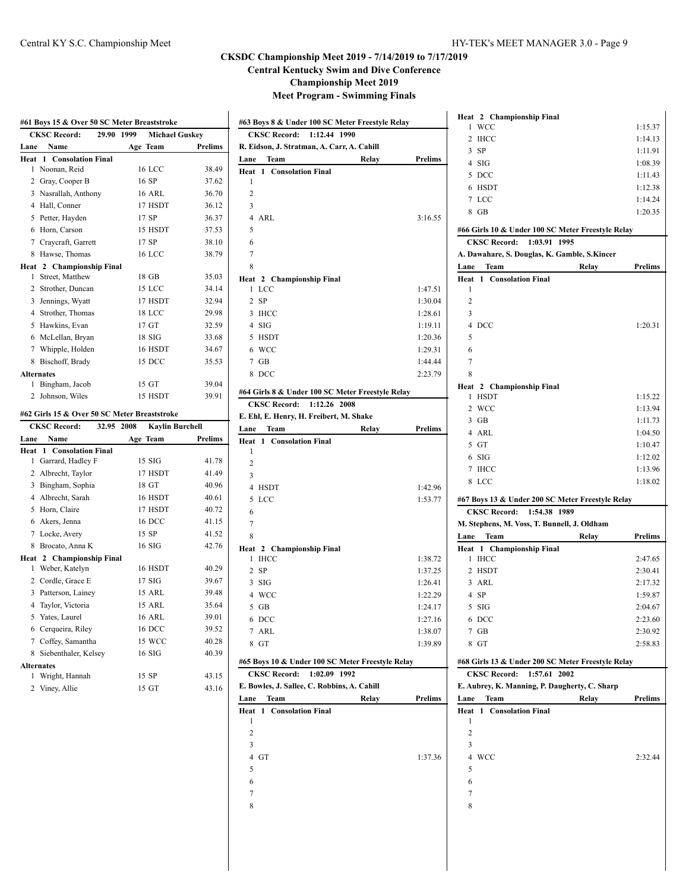## CKSDC Championship Meet 2019 - 7/14/2019 to 7/17/2019

**Central Kentucky Swim and Dive Conference**

**Championship Meet 2019**

**Meet Program - Swimming Finals**

### #61 Boys 15 & Over 50 SC Meter Breaststroke

**CKSC Record: 29.90 1999 Michael Guskey**

| Lane | Name | Age | Team | Prelims |
|---|---|---|---|---|
| **Heat 1 Consolation Final** | | | | |
| 1 | Noonan, Reid | 16 | LCC | 38.49 |
| 2 | Gray, Cooper B | 16 | SP | 37.62 |
| 3 | Nasrallah, Anthony | 16 | ARL | 36.70 |
| 4 | Hall, Conner | 17 | HSDT | 36.12 |
| 5 | Petter, Hayden | 17 | SP | 36.37 |
| 6 | Horn, Carson | 15 | HSDT | 37.53 |
| 7 | Craycraft, Garrett | 17 | SP | 38.10 |
| 8 | Hawse, Thomas | 16 | LCC | 38.79 |
| **Heat 2 Championship Final** | | | | |
| 1 | Street, Matthew | 18 | GB | 35.03 |
| 2 | Strother, Duncan | 15 | LCC | 34.14 |
| 3 | Jennings, Wyatt | 17 | HSDT | 32.94 |
| 4 | Strother, Thomas | 18 | LCC | 29.98 |
| 5 | Hawkins, Evan | 17 | GT | 32.59 |
| 6 | McLellan, Bryan | 18 | SIG | 33.68 |
| 7 | Whipple, Holden | 16 | HSDT | 34.67 |
| 8 | Bischoff, Brady | 15 | DCC | 35.53 |
| **Alternates** | | | | |
| 1 | Bingham, Jacob | 15 | GT | 39.04 |
| 2 | Johnson, Wiles | 15 | HSDT | 39.91 |

### #62 Girls 15 & Over 50 SC Meter Breaststroke

**CKSC Record: 32.95 2008 Kaylin Burchell**

| Lane | Name | Age | Team | Prelims |
|---|---|---|---|---|
| **Heat 1 Consolation Final** | | | | |
| 1 | Garrard, Hadley F | 15 | SIG | 41.78 |
| 2 | Albrecht, Taylor | 17 | HSDT | 41.49 |
| 3 | Bingham, Sophia | 18 | GT | 40.96 |
| 4 | Albrecht, Sarah | 16 | HSDT | 40.61 |
| 5 | Horn, Claire | 17 | HSDT | 40.72 |
| 6 | Akers, Jenna | 16 | DCC | 41.15 |
| 7 | Locke, Avery | 15 | SP | 41.52 |
| 8 | Brocato, Anna K | 16 | SIG | 42.76 |
| **Heat 2 Championship Final** | | | | |
| 1 | Weber, Katelyn | 16 | HSDT | 40.29 |
| 2 | Cordle, Grace E | 17 | SIG | 39.67 |
| 3 | Patterson, Lainey | 15 | ARL | 39.48 |
| 4 | Taylor, Victoria | 15 | ARL | 35.64 |
| 5 | Yates, Laurel | 16 | ARL | 39.01 |
| 6 | Cerqueira, Riley | 16 | DCC | 39.52 |
| 7 | Coffey, Samantha | 15 | WCC | 40.28 |
| 8 | Siebenthaler, Kelsey | 16 | SIG | 40.39 |
| **Alternates** | | | | |
| 1 | Wright, Hannah | 15 | SP | 43.15 |
| 2 | Viney, Allie | 15 | GT | 43.16 |

### #63 Boys 8 & Under 100 SC Meter Freestyle Relay

**CKSC Record: 1:12.44 1990**

**R. Eidson, J. Stratman, A. Carr, A. Cahill**

| Lane | Team | Relay | Prelims |
|---|---|---|---|
| **Heat 1 Consolation Final** | | | |
| 1 | | | |
| 2 | | | |
| 3 | | | |
| 4 | ARL | | 3:16.55 |
| 5 | | | |
| 6 | | | |
| 7 | | | |
| 8 | | | |
| **Heat 2 Championship Final** | | | |
| 1 | LCC | | 1:47.51 |
| 2 | SP | | 1:30.04 |
| 3 | IHCC | | 1:28.61 |
| 4 | SIG | | 1:19.11 |
| 5 | HSDT | | 1:20.36 |
| 6 | WCC | | 1:29.31 |
| 7 | GB | | 1:44.44 |
| 8 | DCC | | 2:23.79 |

### #64 Girls 8 & Under 100 SC Meter Freestyle Relay

**CKSC Record: 1:12.26 2008**

**E. Ehl, E. Henry, H. Freibert, M. Shake**

| Lane | Team | Relay | Prelims |
|---|---|---|---|
| **Heat 1 Consolation Final** | | | |
| 1 | | | |
| 2 | | | |
| 3 | | | |
| 4 | HSDT | | 1:42.96 |
| 5 | LCC | | 1:53.77 |
| 6 | | | |
| 7 | | | |
| 8 | | | |
| **Heat 2 Championship Final** | | | |
| 1 | IHCC | | 1:38.72 |
| 2 | SP | | 1:37.25 |
| 3 | SIG | | 1:26.41 |
| 4 | WCC | | 1:22.29 |
| 5 | GB | | 1:24.17 |
| 6 | DCC | | 1:27.16 |
| 7 | ARL | | 1:38.07 |
| 8 | GT | | 1:39.89 |

### #65 Boys 10 & Under 100 SC Meter Freestyle Relay

**CKSC Record: 1:02.09 1992**

**E. Bowles, J. Sallee, C. Robbins, A. Cahill**

| Lane | Team | Relay | Prelims |
|---|---|---|---|
| **Heat 1 Consolation Final** | | | |
| 1 | | | |
| 2 | | | |
| 3 | | | |
| 4 | GT | | 1:37.36 |
| 5 | | | |
| 6 | | | |
| 7 | | | |
| 8 | | | |
| **Heat 2 Championship Final** | | | |
| 1 | WCC | | 1:15.37 |
| 2 | IHCC | | 1:14.13 |
| 3 | SP | | 1:11.91 |
| 4 | SIG | | 1:08.39 |
| 5 | DCC | | 1:11.43 |
| 6 | HSDT | | 1:12.38 |
| 7 | LCC | | 1:14.24 |
| 8 | GB | | 1:20.35 |

### #66 Girls 10 & Under 100 SC Meter Freestyle Relay

**CKSC Record: 1:03.91 1995**

**A. Dawahare, S. Douglas, K. Gamble, S.Kincer**

| Lane | Team | Relay | Prelims |
|---|---|---|---|
| **Heat 1 Consolation Final** | | | |
| 1 | | | |
| 2 | | | |
| 3 | | | |
| 4 | DCC | | 1:20.31 |
| 5 | | | |
| 6 | | | |
| 7 | | | |
| 8 | | | |
| **Heat 2 Championship Final** | | | |
| 1 | HSDT | | 1:15.22 |
| 2 | WCC | | 1:13.94 |
| 3 | GB | | 1:11.73 |
| 4 | ARL | | 1:04.50 |
| 5 | GT | | 1:10.47 |
| 6 | SIG | | 1:12.02 |
| 7 | IHCC | | 1:13.96 |
| 8 | LCC | | 1:18.02 |

### #67 Boys 13 & Under 200 SC Meter Freestyle Relay

**CKSC Record: 1:54.38 1989**

**M. Stephens, M. Voss, T. Bunnell, J. Oldham**

| Lane | Team | Relay | Prelims |
|---|---|---|---|
| **Heat 1 Championship Final** | | | |
| 1 | IHCC | | 2:47.65 |
| 2 | HSDT | | 2:30.41 |
| 3 | ARL | | 2:17.32 |
| 4 | SP | | 1:59.87 |
| 5 | SIG | | 2:04.67 |
| 6 | DCC | | 2:23.60 |
| 7 | GB | | 2:30.92 |
| 8 | GT | | 2:58.83 |

### #68 Girls 13 & Under 200 SC Meter Freestyle Relay

**CKSC Record: 1:57.61 2002**

**E. Aubrey, K. Manning, P. Daugherty, C. Sharp**

| Lane | Team | Relay | Prelims |
|---|---|---|---|
| **Heat 1 Consolation Final** | | | |
| 1 | | | |
| 2 | | | |
| 3 | | | |
| 4 | WCC | | 2:32.44 |
| 5 | | | |
| 6 | | | |
| 7 | | | |
| 8 | | | |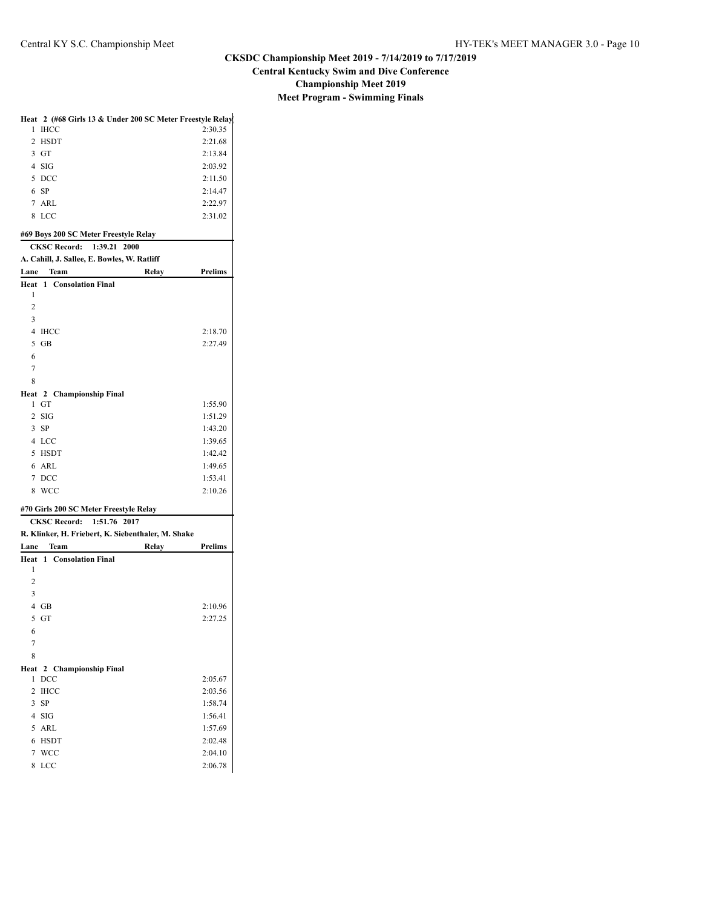## CKSDC Championship Meet 2019 - 7/14/2019 to 7/17/2019

**Central Kentucky Swim and Dive Conference**

**Championship Meet 2019**

**Meet Program - Swimming Finals**

**Heat 2 (#68 Girls 13 & Under 200 SC Meter Freestyle Relay)**

| Lane | Team | Relay | Prelims |
|---|---|---|---|
| 1 | IHCC | | 2:30.35 |
| 2 | HSDT | | 2:21.68 |
| 3 | GT | | 2:13.84 |
| 4 | SIG | | 2:03.92 |
| 5 | DCC | | 2:11.50 |
| 6 | SP | | 2:14.47 |
| 7 | ARL | | 2:22.97 |
| 8 | LCC | | 2:31.02 |

**#69 Boys 200 SC Meter Freestyle Relay**

**CKSC Record: 1:39.21 2000**

**A. Cahill, J. Sallee, E. Bowles, W. Ratliff**

| Lane | Team | Relay | Prelims |
|---|---|---|---|
| **Heat 1 Consolation Final** | | | |
| 1 | | | |
| 2 | | | |
| 3 | | | |
| 4 | IHCC | | 2:18.70 |
| 5 | GB | | 2:27.49 |
| 6 | | | |
| 7 | | | |
| 8 | | | |
| **Heat 2 Championship Final** | | | |
| 1 | GT | | 1:55.90 |
| 2 | SIG | | 1:51.29 |
| 3 | SP | | 1:43.20 |
| 4 | LCC | | 1:39.65 |
| 5 | HSDT | | 1:42.42 |
| 6 | ARL | | 1:49.65 |
| 7 | DCC | | 1:53.41 |
| 8 | WCC | | 2:10.26 |

**#70 Girls 200 SC Meter Freestyle Relay**

**CKSC Record: 1:51.76 2017**

**R. Klinker, H. Friebert, K. Siebenthaler, M. Shake**

| Lane | Team | Relay | Prelims |
|---|---|---|---|
| **Heat 1 Consolation Final** | | | |
| 1 | | | |
| 2 | | | |
| 3 | | | |
| 4 | GB | | 2:10.96 |
| 5 | GT | | 2:27.25 |
| 6 | | | |
| 7 | | | |
| 8 | | | |
| **Heat 2 Championship Final** | | | |
| 1 | DCC | | 2:05.67 |
| 2 | IHCC | | 2:03.56 |
| 3 | SP | | 1:58.74 |
| 4 | SIG | | 1:56.41 |
| 5 | ARL | | 1:57.69 |
| 6 | HSDT | | 2:02.48 |
| 7 | WCC | | 2:04.10 |
| 8 | LCC | | 2:06.78 |